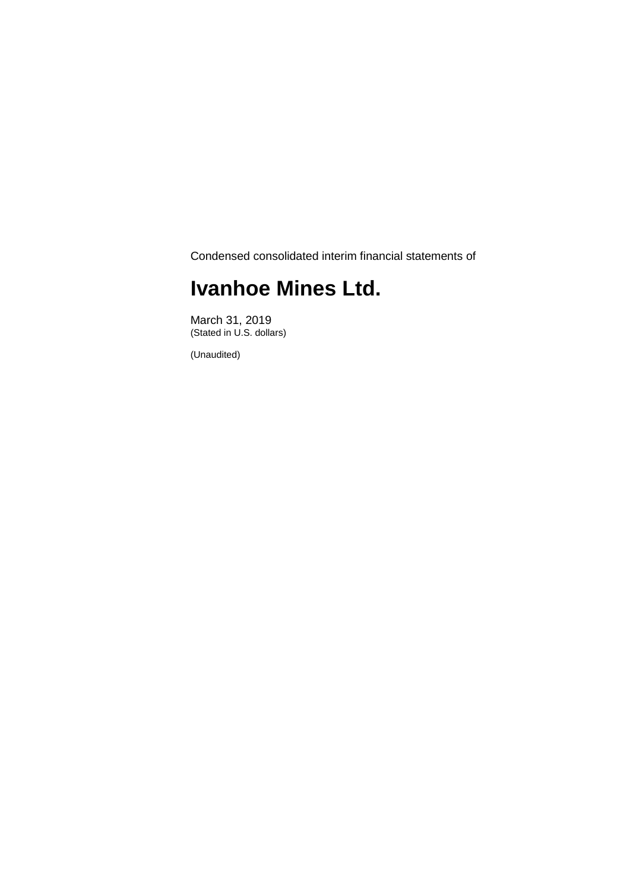Condensed consolidated interim financial statements of

# Ivanhoe Mines Ltd.

March 31, 2019
(Stated in U.S. dollars)

(Unaudited)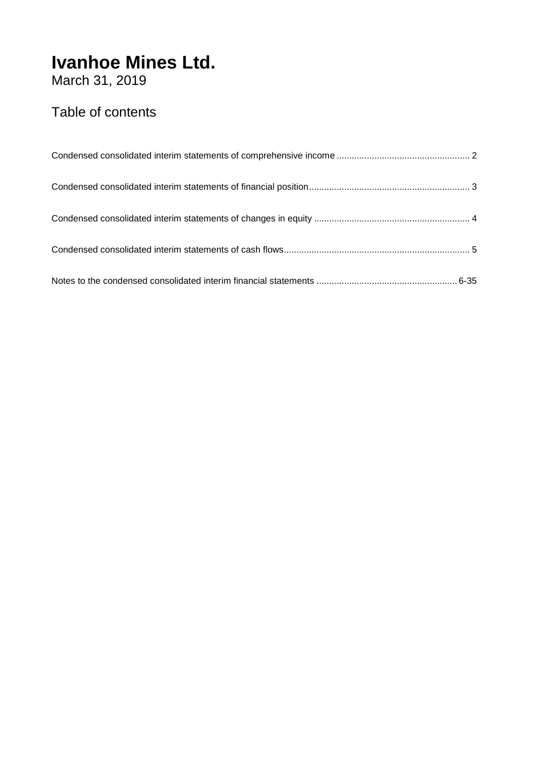# Ivanhoe Mines Ltd.

March 31, 2019

## Table of contents

| | |
|---|---|
| Condensed consolidated interim statements of comprehensive income | 2 |
| Condensed consolidated interim statements of financial position | 3 |
| Condensed consolidated interim statements of changes in equity | 4 |
| Condensed consolidated interim statements of cash flows | 5 |
| Notes to the condensed consolidated interim financial statements | 6-35 |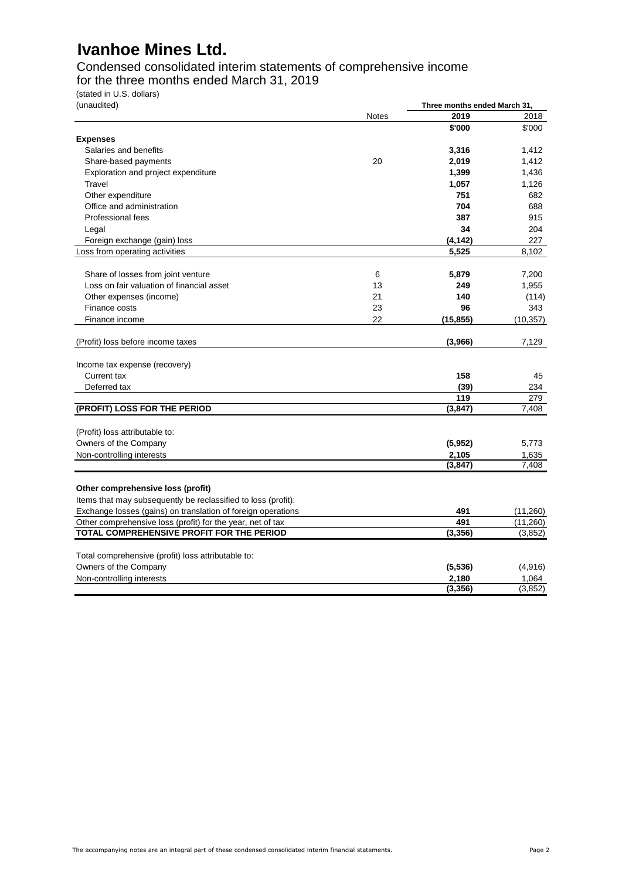# Ivanhoe Mines Ltd.

## Condensed consolidated interim statements of comprehensive income for the three months ended March 31, 2019

(stated in U.S. dollars)
(unaudited)

| | Notes | Three months ended March 31, 2019 | 2018 |
|---|---|---|---|
| | | **\$'000** | \$'000 |
| **Expenses** | | | |
| Salaries and benefits | | **3,316** | 1,412 |
| Share-based payments | 20 | **2,019** | 1,412 |
| Exploration and project expenditure | | **1,399** | 1,436 |
| Travel | | **1,057** | 1,126 |
| Other expenditure | | **751** | 682 |
| Office and administration | | **704** | 688 |
| Professional fees | | **387** | 915 |
| Legal | | **34** | 204 |
| Foreign exchange (gain) loss | | **(4,142)** | 227 |
| Loss from operating activities | | **5,525** | 8,102 |
| | | | |
| Share of losses from joint venture | 6 | **5,879** | 7,200 |
| Loss on fair valuation of financial asset | 13 | **249** | 1,955 |
| Other expenses (income) | 21 | **140** | (114) |
| Finance costs | 23 | **96** | 343 |
| Finance income | 22 | **(15,855)** | (10,357) |
| | | | |
| (Profit) loss before income taxes | | **(3,966)** | 7,129 |
| | | | |
| Income tax expense (recovery) | | | |
| Current tax | | **158** | 45 |
| Deferred tax | | **(39)** | 234 |
| | | **119** | 279 |
| **(PROFIT) LOSS FOR THE PERIOD** | | **(3,847)** | 7,408 |
| | | | |
| (Profit) loss attributable to: | | | |
| Owners of the Company | | **(5,952)** | 5,773 |
| Non-controlling interests | | **2,105** | 1,635 |
| | | **(3,847)** | 7,408 |
| | | | |
| **Other comprehensive loss (profit)** | | | |
| Items that may subsequently be reclassified to loss (profit): | | | |
| Exchange losses (gains) on translation of foreign operations | | **491** | (11,260) |
| Other comprehensive loss (profit) for the year, net of tax | | **491** | (11,260) |
| **TOTAL COMPREHENSIVE PROFIT FOR THE PERIOD** | | **(3,356)** | (3,852) |
| | | | |
| Total comprehensive (profit) loss attributable to: | | | |
| Owners of the Company | | **(5,536)** | (4,916) |
| Non-controlling interests | | **2,180** | 1,064 |
| | | **(3,356)** | (3,852) |

The accompanying notes are an integral part of these condensed consolidated interim financial statements.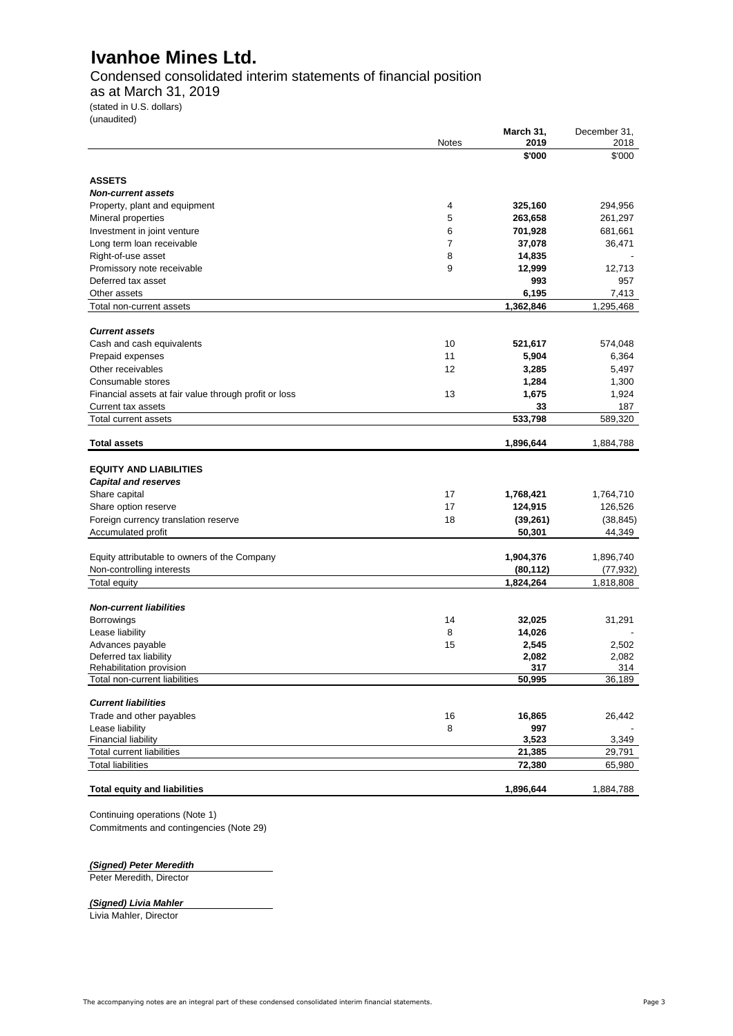# Ivanhoe Mines Ltd.

Condensed consolidated interim statements of financial position
as at March 31, 2019
(stated in U.S. dollars)
(unaudited)

| | Notes | March 31, 2019 | December 31, 2018 |
|---|---|---|---|
| | | **\$'000** | \$'000 |
| **ASSETS** | | | |
| ***Non-current assets*** | | | |
| Property, plant and equipment | 4 | **325,160** | 294,956 |
| Mineral properties | 5 | **263,658** | 261,297 |
| Investment in joint venture | 6 | **701,928** | 681,661 |
| Long term loan receivable | 7 | **37,078** | 36,471 |
| Right-of-use asset | 8 | **14,835** | - |
| Promissory note receivable | 9 | **12,999** | 12,713 |
| Deferred tax asset | | **993** | 957 |
| Other assets | | **6,195** | 7,413 |
| Total non-current assets | | **1,362,846** | 1,295,468 |
| ***Current assets*** | | | |
| Cash and cash equivalents | 10 | **521,617** | 574,048 |
| Prepaid expenses | 11 | **5,904** | 6,364 |
| Other receivables | 12 | **3,285** | 5,497 |
| Consumable stores | | **1,284** | 1,300 |
| Financial assets at fair value through profit or loss | 13 | **1,675** | 1,924 |
| Current tax assets | | **33** | 187 |
| Total current assets | | **533,798** | 589,320 |
| **Total assets** | | **1,896,644** | 1,884,788 |
| **EQUITY AND LIABILITIES** | | | |
| ***Capital and reserves*** | | | |
| Share capital | 17 | **1,768,421** | 1,764,710 |
| Share option reserve | 17 | **124,915** | 126,526 |
| Foreign currency translation reserve | 18 | **(39,261)** | (38,845) |
| Accumulated profit | | **50,301** | 44,349 |
| Equity attributable to owners of the Company | | **1,904,376** | 1,896,740 |
| Non-controlling interests | | **(80,112)** | (77,932) |
| Total equity | | **1,824,264** | 1,818,808 |
| ***Non-current liabilities*** | | | |
| Borrowings | 14 | **32,025** | 31,291 |
| Lease liability | 8 | **14,026** | - |
| Advances payable | 15 | **2,545** | 2,502 |
| Deferred tax liability | | **2,082** | 2,082 |
| Rehabilitation provision | | **317** | 314 |
| Total non-current liabilities | | **50,995** | 36,189 |
| ***Current liabilities*** | | | |
| Trade and other payables | 16 | **16,865** | 26,442 |
| Lease liability | 8 | **997** | - |
| Financial liability | | **3,523** | 3,349 |
| Total current liabilities | | **21,385** | 29,791 |
| Total liabilities | | **72,380** | 65,980 |
| **Total equity and liabilities** | | **1,896,644** | 1,884,788 |

Continuing operations (Note 1)
Commitments and contingencies (Note 29)

***(Signed) Peter Meredith***
Peter Meredith, Director

***(Signed) Livia Mahler***
Livia Mahler, Director

The accompanying notes are an integral part of these condensed consolidated interim financial statements.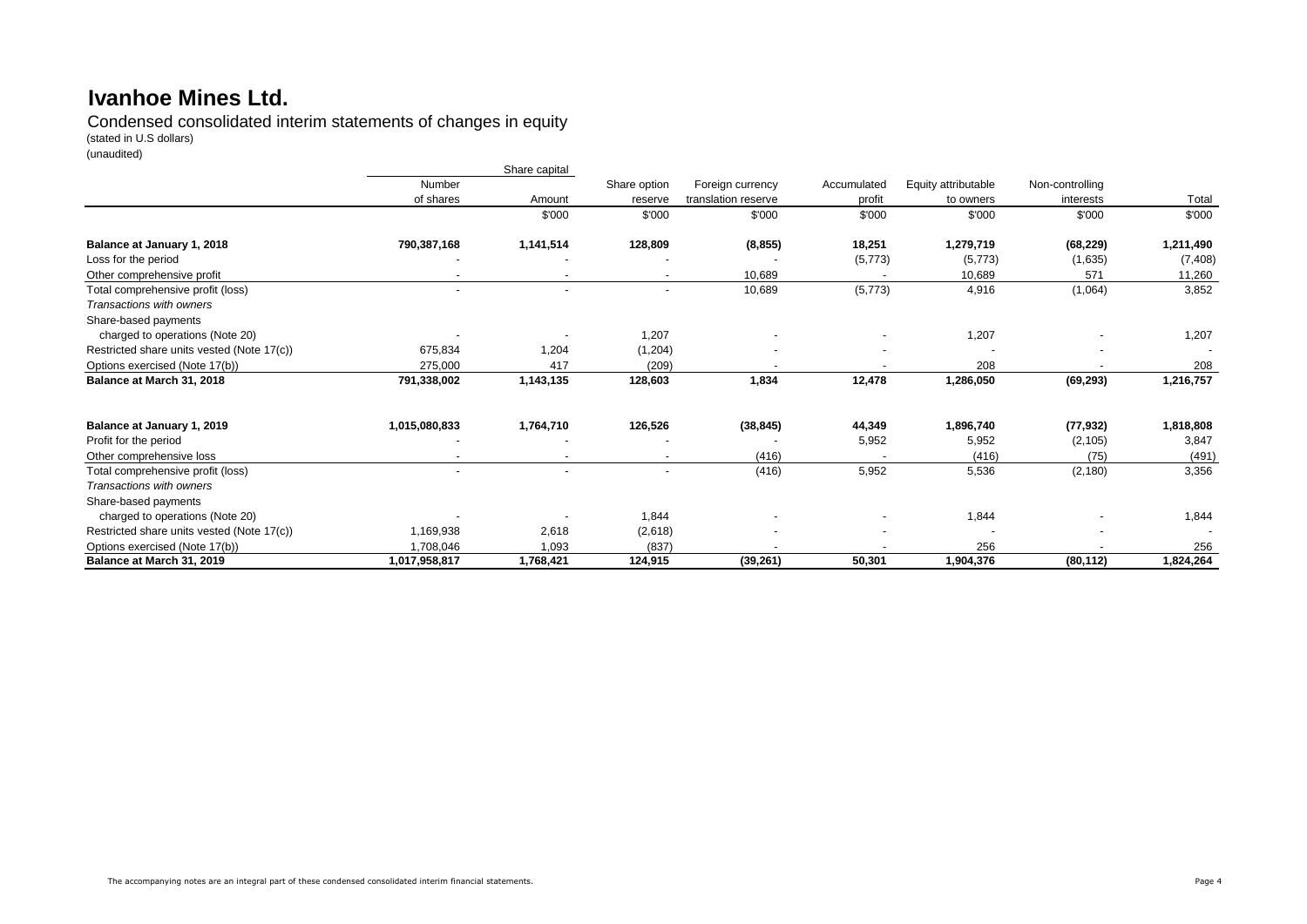# Ivanhoe Mines Ltd.

Condensed consolidated interim statements of changes in equity
(stated in U.S dollars)
(unaudited)

| | Share capital | | | | | | | |
|---|---|---|---|---|---|---|---|---|
| | Number of shares | Amount | Share option reserve | Foreign currency translation reserve | Accumulated profit | Equity attributable to owners | Non-controlling interests | Total |
| | | $'000 | $'000 | $'000 | $'000 | $'000 | $'000 | $'000 |
| **Balance at January 1, 2018** | **790,387,168** | **1,141,514** | **128,809** | **(8,855)** | **18,251** | **1,279,719** | **(68,229)** | **1,211,490** |
| Loss for the period | - | - | - | - | (5,773) | (5,773) | (1,635) | (7,408) |
| Other comprehensive profit | - | - | - | 10,689 | - | 10,689 | 571 | 11,260 |
| Total comprehensive profit (loss) | - | - | - | 10,689 | (5,773) | 4,916 | (1,064) | 3,852 |
| *Transactions with owners* | | | | | | | | |
| Share-based payments | | | | | | | | |
| charged to operations (Note 20) | - | - | 1,207 | - | - | 1,207 | - | 1,207 |
| Restricted share units vested (Note 17(c)) | 675,834 | 1,204 | (1,204) | - | - | - | - | - |
| Options exercised (Note 17(b)) | 275,000 | 417 | (209) | - | - | 208 | - | 208 |
| **Balance at March 31, 2018** | **791,338,002** | **1,143,135** | **128,603** | **1,834** | **12,478** | **1,286,050** | **(69,293)** | **1,216,757** |
| | | | | | | | | |
| **Balance at January 1, 2019** | **1,015,080,833** | **1,764,710** | **126,526** | **(38,845)** | **44,349** | **1,896,740** | **(77,932)** | **1,818,808** |
| Profit for the period | - | - | - | - | 5,952 | 5,952 | (2,105) | 3,847 |
| Other comprehensive loss | - | - | - | (416) | - | (416) | (75) | (491) |
| Total comprehensive profit (loss) | - | - | - | (416) | 5,952 | 5,536 | (2,180) | 3,356 |
| *Transactions with owners* | | | | | | | | |
| Share-based payments | | | | | | | | |
| charged to operations (Note 20) | - | - | 1,844 | - | - | 1,844 | - | 1,844 |
| Restricted share units vested (Note 17(c)) | 1,169,938 | 2,618 | (2,618) | - | - | - | - | - |
| Options exercised (Note 17(b)) | 1,708,046 | 1,093 | (837) | - | - | 256 | - | 256 |
| **Balance at March 31, 2019** | **1,017,958,817** | **1,768,421** | **124,915** | **(39,261)** | **50,301** | **1,904,376** | **(80,112)** | **1,824,264** |

The accompanying notes are an integral part of these condensed consolidated interim financial statements.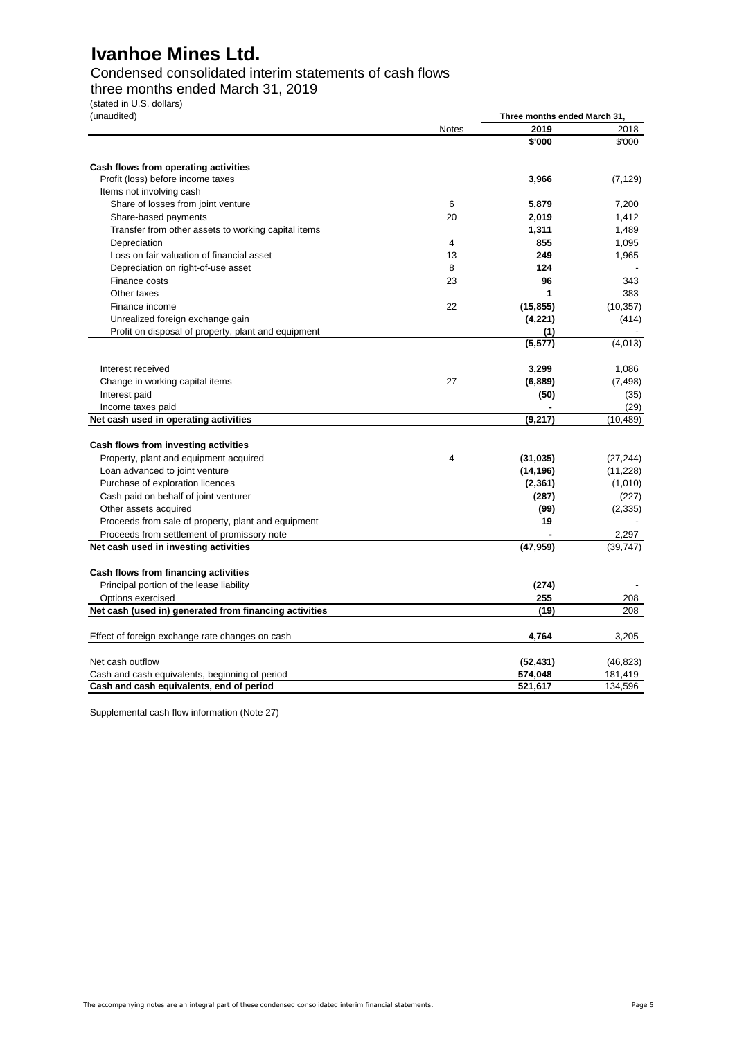# Ivanhoe Mines Ltd.

Condensed consolidated interim statements of cash flows

three months ended March 31, 2019

(stated in U.S. dollars)

(unaudited)

| | Notes | Three months ended March 31, 2019 | 2018 |
|---|---|---|---|
| | | **$'000** | $'000 |
| **Cash flows from operating activities** | | | |
| Profit (loss) before income taxes | | **3,966** | (7,129) |
| Items not involving cash | | | |
| Share of losses from joint venture | 6 | **5,879** | 7,200 |
| Share-based payments | 20 | **2,019** | 1,412 |
| Transfer from other assets to working capital items | | **1,311** | 1,489 |
| Depreciation | 4 | **855** | 1,095 |
| Loss on fair valuation of financial asset | 13 | **249** | 1,965 |
| Depreciation on right-of-use asset | 8 | **124** | - |
| Finance costs | 23 | **96** | 343 |
| Other taxes | | **1** | 383 |
| Finance income | 22 | **(15,855)** | (10,357) |
| Unrealized foreign exchange gain | | **(4,221)** | (414) |
| Profit on disposal of property, plant and equipment | | **(1)** | - |
| | | **(5,577)** | (4,013) |
| Interest received | | **3,299** | 1,086 |
| Change in working capital items | 27 | **(6,889)** | (7,498) |
| Interest paid | | **(50)** | (35) |
| Income taxes paid | | **-** | (29) |
| **Net cash used in operating activities** | | **(9,217)** | (10,489) |
| **Cash flows from investing activities** | | | |
| Property, plant and equipment acquired | 4 | **(31,035)** | (27,244) |
| Loan advanced to joint venture | | **(14,196)** | (11,228) |
| Purchase of exploration licences | | **(2,361)** | (1,010) |
| Cash paid on behalf of joint venturer | | **(287)** | (227) |
| Other assets acquired | | **(99)** | (2,335) |
| Proceeds from sale of property, plant and equipment | | **19** | - |
| Proceeds from settlement of promissory note | | **-** | 2,297 |
| **Net cash used in investing activities** | | **(47,959)** | (39,747) |
| **Cash flows from financing activities** | | | |
| Principal portion of the lease liability | | **(274)** | - |
| Options exercised | | **255** | 208 |
| **Net cash (used in) generated from financing activities** | | **(19)** | 208 |
| Effect of foreign exchange rate changes on cash | | **4,764** | 3,205 |
| Net cash outflow | | **(52,431)** | (46,823) |
| Cash and cash equivalents, beginning of period | | **574,048** | 181,419 |
| **Cash and cash equivalents, end of period** | | **521,617** | 134,596 |

Supplemental cash flow information (Note 27)

The accompanying notes are an integral part of these condensed consolidated interim financial statements.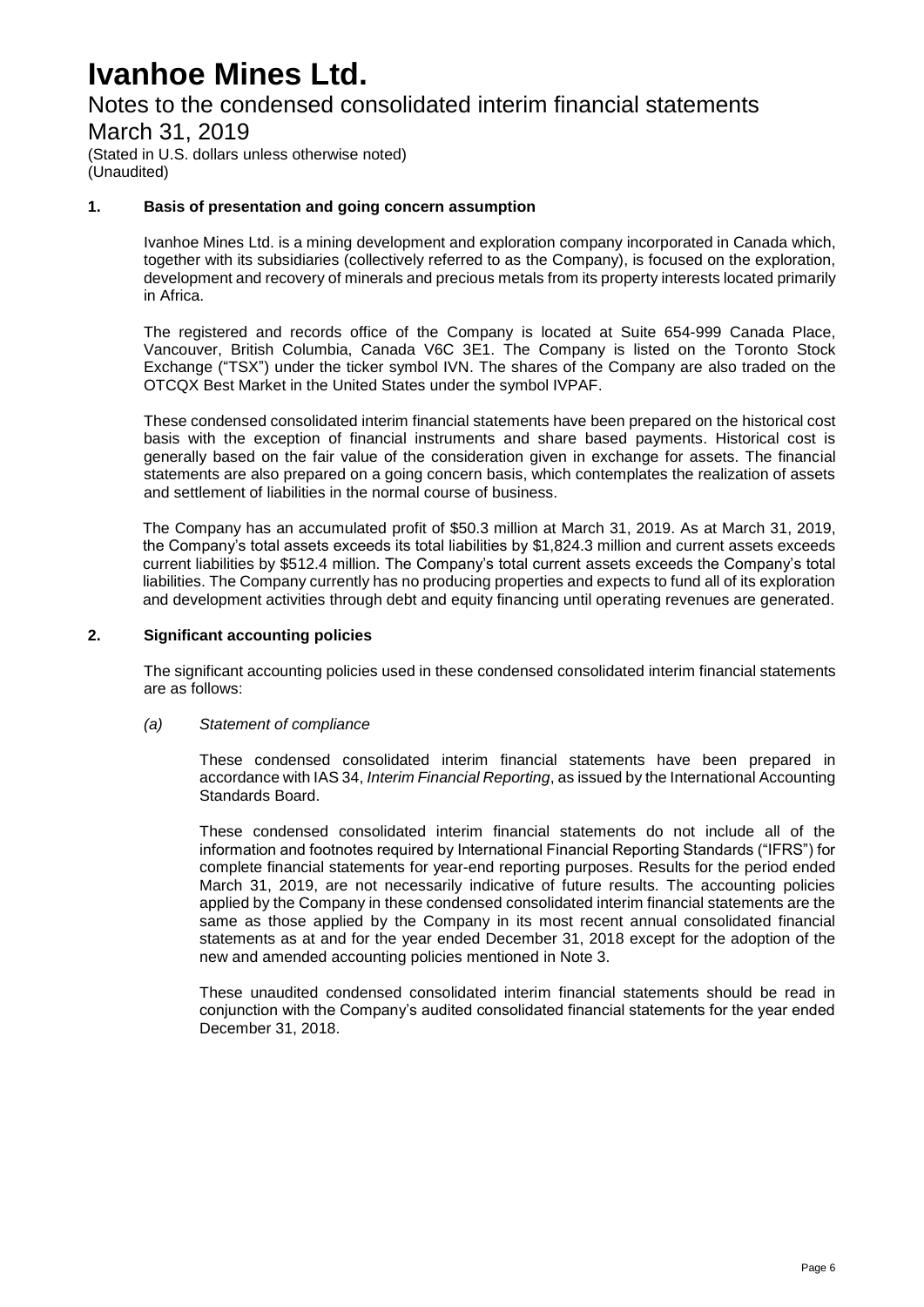# Ivanhoe Mines Ltd.

## Notes to the condensed consolidated interim financial statements

## March 31, 2019

(Stated in U.S. dollars unless otherwise noted)
(Unaudited)

### 1. Basis of presentation and going concern assumption

Ivanhoe Mines Ltd. is a mining development and exploration company incorporated in Canada which, together with its subsidiaries (collectively referred to as the Company), is focused on the exploration, development and recovery of minerals and precious metals from its property interests located primarily in Africa.

The registered and records office of the Company is located at Suite 654-999 Canada Place, Vancouver, British Columbia, Canada V6C 3E1. The Company is listed on the Toronto Stock Exchange ("TSX") under the ticker symbol IVN. The shares of the Company are also traded on the OTCQX Best Market in the United States under the symbol IVPAF.

These condensed consolidated interim financial statements have been prepared on the historical cost basis with the exception of financial instruments and share based payments. Historical cost is generally based on the fair value of the consideration given in exchange for assets. The financial statements are also prepared on a going concern basis, which contemplates the realization of assets and settlement of liabilities in the normal course of business.

The Company has an accumulated profit of $50.3 million at March 31, 2019. As at March 31, 2019, the Company's total assets exceeds its total liabilities by $1,824.3 million and current assets exceeds current liabilities by $512.4 million. The Company's total current assets exceeds the Company's total liabilities. The Company currently has no producing properties and expects to fund all of its exploration and development activities through debt and equity financing until operating revenues are generated.

### 2. Significant accounting policies

The significant accounting policies used in these condensed consolidated interim financial statements are as follows:

*(a) Statement of compliance*

These condensed consolidated interim financial statements have been prepared in accordance with IAS 34, *Interim Financial Reporting*, as issued by the International Accounting Standards Board.

These condensed consolidated interim financial statements do not include all of the information and footnotes required by International Financial Reporting Standards ("IFRS") for complete financial statements for year-end reporting purposes. Results for the period ended March 31, 2019, are not necessarily indicative of future results. The accounting policies applied by the Company in these condensed consolidated interim financial statements are the same as those applied by the Company in its most recent annual consolidated financial statements as at and for the year ended December 31, 2018 except for the adoption of the new and amended accounting policies mentioned in Note 3.

These unaudited condensed consolidated interim financial statements should be read in conjunction with the Company's audited consolidated financial statements for the year ended December 31, 2018.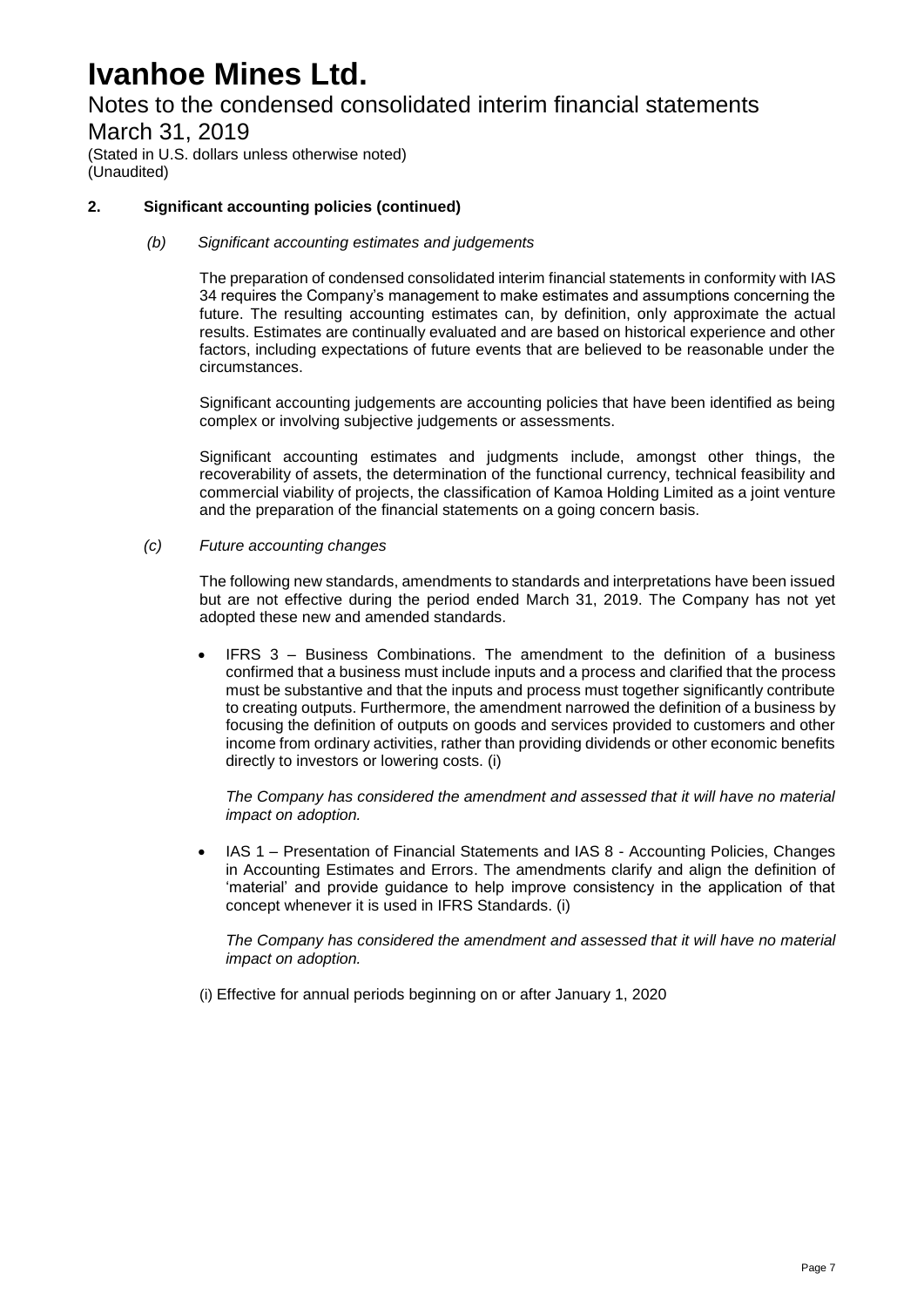## 2. Significant accounting policies (continued)

*(b) Significant accounting estimates and judgements*

The preparation of condensed consolidated interim financial statements in conformity with IAS 34 requires the Company's management to make estimates and assumptions concerning the future. The resulting accounting estimates can, by definition, only approximate the actual results. Estimates are continually evaluated and are based on historical experience and other factors, including expectations of future events that are believed to be reasonable under the circumstances.

Significant accounting judgements are accounting policies that have been identified as being complex or involving subjective judgements or assessments.

Significant accounting estimates and judgments include, amongst other things, the recoverability of assets, the determination of the functional currency, technical feasibility and commercial viability of projects, the classification of Kamoa Holding Limited as a joint venture and the preparation of the financial statements on a going concern basis.

*(c) Future accounting changes*

The following new standards, amendments to standards and interpretations have been issued but are not effective during the period ended March 31, 2019. The Company has not yet adopted these new and amended standards.

- IFRS 3 – Business Combinations. The amendment to the definition of a business confirmed that a business must include inputs and a process and clarified that the process must be substantive and that the inputs and process must together significantly contribute to creating outputs. Furthermore, the amendment narrowed the definition of a business by focusing the definition of outputs on goods and services provided to customers and other income from ordinary activities, rather than providing dividends or other economic benefits directly to investors or lowering costs. (i)

  *The Company has considered the amendment and assessed that it will have no material impact on adoption.*

- IAS 1 – Presentation of Financial Statements and IAS 8 - Accounting Policies, Changes in Accounting Estimates and Errors. The amendments clarify and align the definition of 'material' and provide guidance to help improve consistency in the application of that concept whenever it is used in IFRS Standards. (i)

  *The Company has considered the amendment and assessed that it will have no material impact on adoption.*

(i) Effective for annual periods beginning on or after January 1, 2020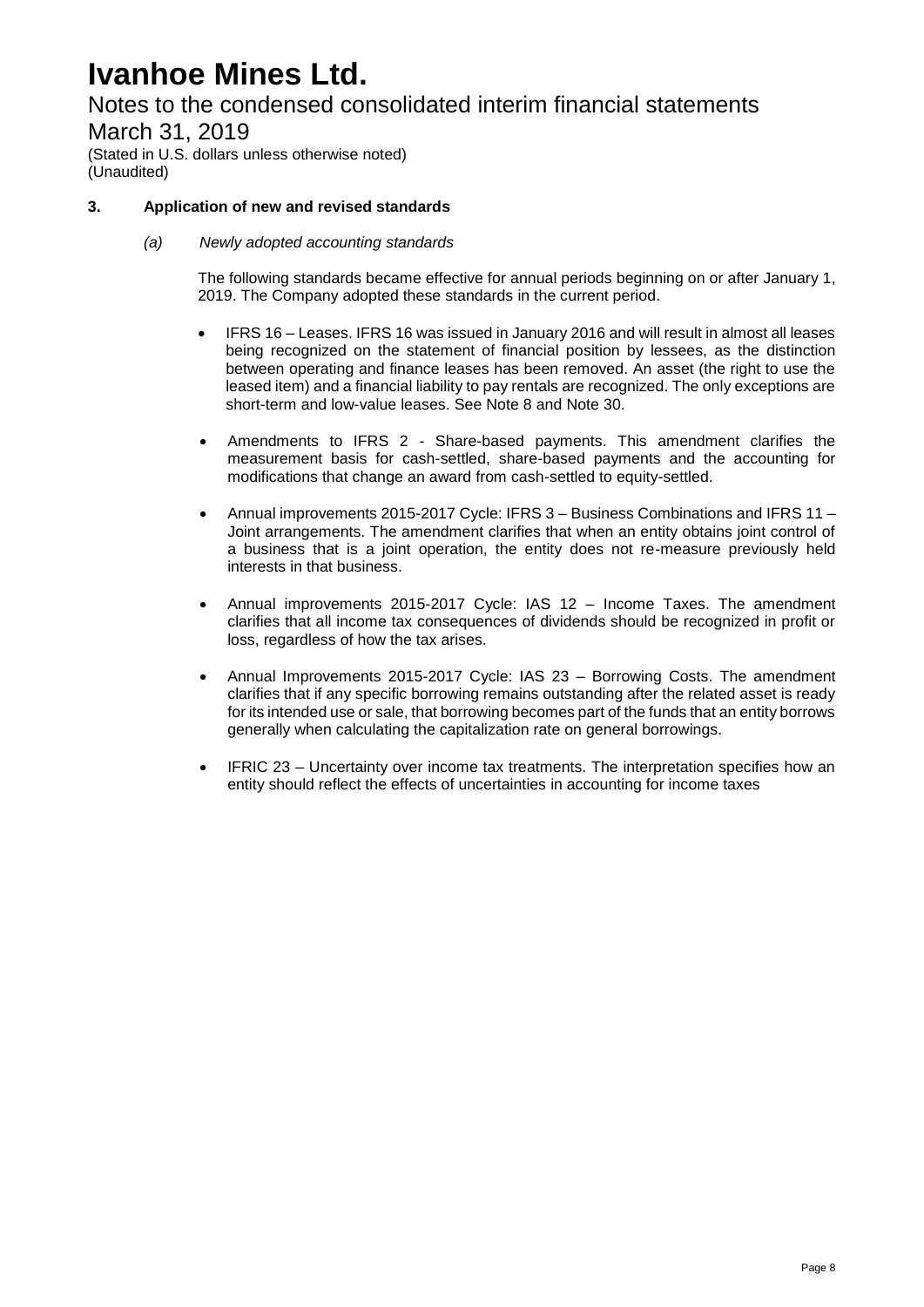### 3. Application of new and revised standards

#### *(a) Newly adopted accounting standards*

The following standards became effective for annual periods beginning on or after January 1, 2019. The Company adopted these standards in the current period.

- IFRS 16 – Leases. IFRS 16 was issued in January 2016 and will result in almost all leases being recognized on the statement of financial position by lessees, as the distinction between operating and finance leases has been removed. An asset (the right to use the leased item) and a financial liability to pay rentals are recognized. The only exceptions are short-term and low-value leases. See Note 8 and Note 30.

- Amendments to IFRS 2 - Share-based payments. This amendment clarifies the measurement basis for cash-settled, share-based payments and the accounting for modifications that change an award from cash-settled to equity-settled.

- Annual improvements 2015-2017 Cycle: IFRS 3 – Business Combinations and IFRS 11 – Joint arrangements. The amendment clarifies that when an entity obtains joint control of a business that is a joint operation, the entity does not re-measure previously held interests in that business.

- Annual improvements 2015-2017 Cycle: IAS 12 – Income Taxes. The amendment clarifies that all income tax consequences of dividends should be recognized in profit or loss, regardless of how the tax arises.

- Annual Improvements 2015-2017 Cycle: IAS 23 – Borrowing Costs. The amendment clarifies that if any specific borrowing remains outstanding after the related asset is ready for its intended use or sale, that borrowing becomes part of the funds that an entity borrows generally when calculating the capitalization rate on general borrowings.

- IFRIC 23 – Uncertainty over income tax treatments. The interpretation specifies how an entity should reflect the effects of uncertainties in accounting for income taxes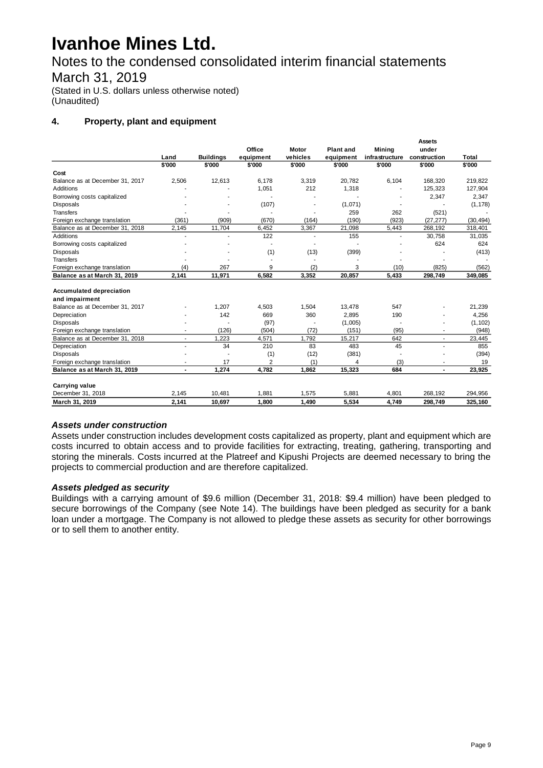# Ivanhoe Mines Ltd.

## Notes to the condensed consolidated interim financial statements

## March 31, 2019

(Stated in U.S. dollars unless otherwise noted)
(Unaudited)

### 4. Property, plant and equipment

| | Land | Buildings | Office equipment | Motor vehicles | Plant and equipment | Mining infrastructure | Assets under construction | Total |
|---|---|---|---|---|---|---|---|---|
| | $'000 | $'000 | $'000 | $'000 | $'000 | $'000 | $'000 | $'000 |
| **Cost** | | | | | | | | |
| Balance as at December 31, 2017 | 2,506 | 12,613 | 6,178 | 3,319 | 20,782 | 6,104 | 168,320 | 219,822 |
| Additions | - | - | 1,051 | 212 | 1,318 | - | 125,323 | 127,904 |
| Borrowing costs capitalized | - | - | - | - | - | - | 2,347 | 2,347 |
| Disposals | - | - | (107) | - | (1,071) | - | - | (1,178) |
| Transfers | - | - | - | - | 259 | 262 | (521) | - |
| Foreign exchange translation | (361) | (909) | (670) | (164) | (190) | (923) | (27,277) | (30,494) |
| Balance as at December 31, 2018 | 2,145 | 11,704 | 6,452 | 3,367 | 21,098 | 5,443 | 268,192 | 318,401 |
| Additions | - | - | 122 | - | 155 | - | 30,758 | 31,035 |
| Borrowing costs capitalized | - | - | - | - | - | - | 624 | 624 |
| Disposals | - | - | (1) | (13) | (399) | - | - | (413) |
| Transfers | - | - | - | - | - | - | - | - |
| Foreign exchange translation | (4) | 267 | 9 | (2) | 3 | (10) | (825) | (562) |
| **Balance as at March 31, 2019** | **2,141** | **11,971** | **6,582** | **3,352** | **20,857** | **5,433** | **298,749** | **349,085** |
| | | | | | | | | |
| **Accumulated depreciation and impairment** | | | | | | | | |
| Balance as at December 31, 2017 | - | 1,207 | 4,503 | 1,504 | 13,478 | 547 | - | 21,239 |
| Depreciation | - | 142 | 669 | 360 | 2,895 | 190 | - | 4,256 |
| Disposals | - | - | (97) | - | (1,005) | - | - | (1,102) |
| Foreign exchange translation | - | (126) | (504) | (72) | (151) | (95) | - | (948) |
| Balance as at December 31, 2018 | - | 1,223 | 4,571 | 1,792 | 15,217 | 642 | - | 23,445 |
| Depreciation | - | 34 | 210 | 83 | 483 | 45 | - | 855 |
| Disposals | - | - | (1) | (12) | (381) | - | - | (394) |
| Foreign exchange translation | - | 17 | 2 | (1) | 4 | (3) | - | 19 |
| **Balance as at March 31, 2019** | **-** | **1,274** | **4,782** | **1,862** | **15,323** | **684** | **-** | **23,925** |
| | | | | | | | | |
| **Carrying value** | | | | | | | | |
| December 31, 2018 | 2,145 | 10,481 | 1,881 | 1,575 | 5,881 | 4,801 | 268,192 | 294,956 |
| **March 31, 2019** | **2,141** | **10,697** | **1,800** | **1,490** | **5,534** | **4,749** | **298,749** | **325,160** |

#### *Assets under construction*

Assets under construction includes development costs capitalized as property, plant and equipment which are costs incurred to obtain access and to provide facilities for extracting, treating, gathering, transporting and storing the minerals. Costs incurred at the Platreef and Kipushi Projects are deemed necessary to bring the projects to commercial production and are therefore capitalized.

#### *Assets pledged as security*

Buildings with a carrying amount of $9.6 million (December 31, 2018: $9.4 million) have been pledged to secure borrowings of the Company (see Note 14). The buildings have been pledged as security for a bank loan under a mortgage. The Company is not allowed to pledge these assets as security for other borrowings or to sell them to another entity.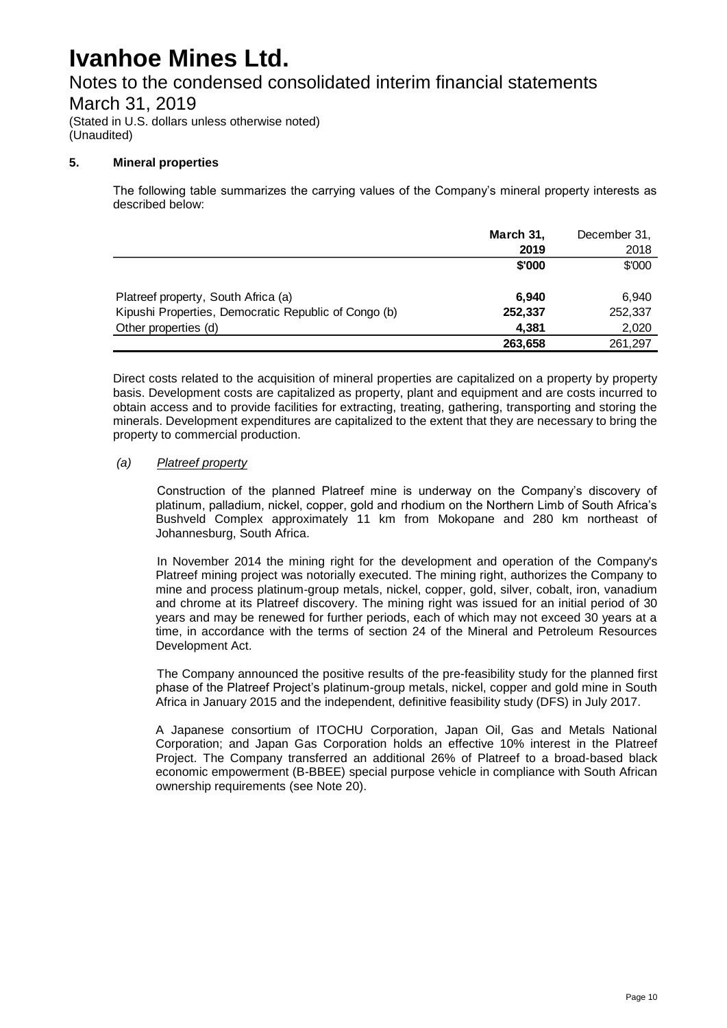# Ivanhoe Mines Ltd.

## Notes to the condensed consolidated interim financial statements

## March 31, 2019

(Stated in U.S. dollars unless otherwise noted)
(Unaudited)

### 5. Mineral properties

The following table summarizes the carrying values of the Company's mineral property interests as described below:

| | **March 31, 2019** | December 31, 2018 |
|---|---|---|
| | **$'000** | $'000 |
| Platreef property, South Africa (a) | **6,940** | 6,940 |
| Kipushi Properties, Democratic Republic of Congo (b) | **252,337** | 252,337 |
| Other properties (d) | **4,381** | 2,020 |
| | **263,658** | 261,297 |

Direct costs related to the acquisition of mineral properties are capitalized on a property by property basis. Development costs are capitalized as property, plant and equipment and are costs incurred to obtain access and to provide facilities for extracting, treating, gathering, transporting and storing the minerals. Development expenditures are capitalized to the extent that they are necessary to bring the property to commercial production.

*(a) Platreef property*

Construction of the planned Platreef mine is underway on the Company's discovery of platinum, palladium, nickel, copper, gold and rhodium on the Northern Limb of South Africa's Bushveld Complex approximately 11 km from Mokopane and 280 km northeast of Johannesburg, South Africa.

In November 2014 the mining right for the development and operation of the Company's Platreef mining project was notorially executed. The mining right, authorizes the Company to mine and process platinum-group metals, nickel, copper, gold, silver, cobalt, iron, vanadium and chrome at its Platreef discovery. The mining right was issued for an initial period of 30 years and may be renewed for further periods, each of which may not exceed 30 years at a time, in accordance with the terms of section 24 of the Mineral and Petroleum Resources Development Act.

The Company announced the positive results of the pre-feasibility study for the planned first phase of the Platreef Project's platinum-group metals, nickel, copper and gold mine in South Africa in January 2015 and the independent, definitive feasibility study (DFS) in July 2017.

A Japanese consortium of ITOCHU Corporation, Japan Oil, Gas and Metals National Corporation; and Japan Gas Corporation holds an effective 10% interest in the Platreef Project. The Company transferred an additional 26% of Platreef to a broad-based black economic empowerment (B-BBEE) special purpose vehicle in compliance with South African ownership requirements (see Note 20).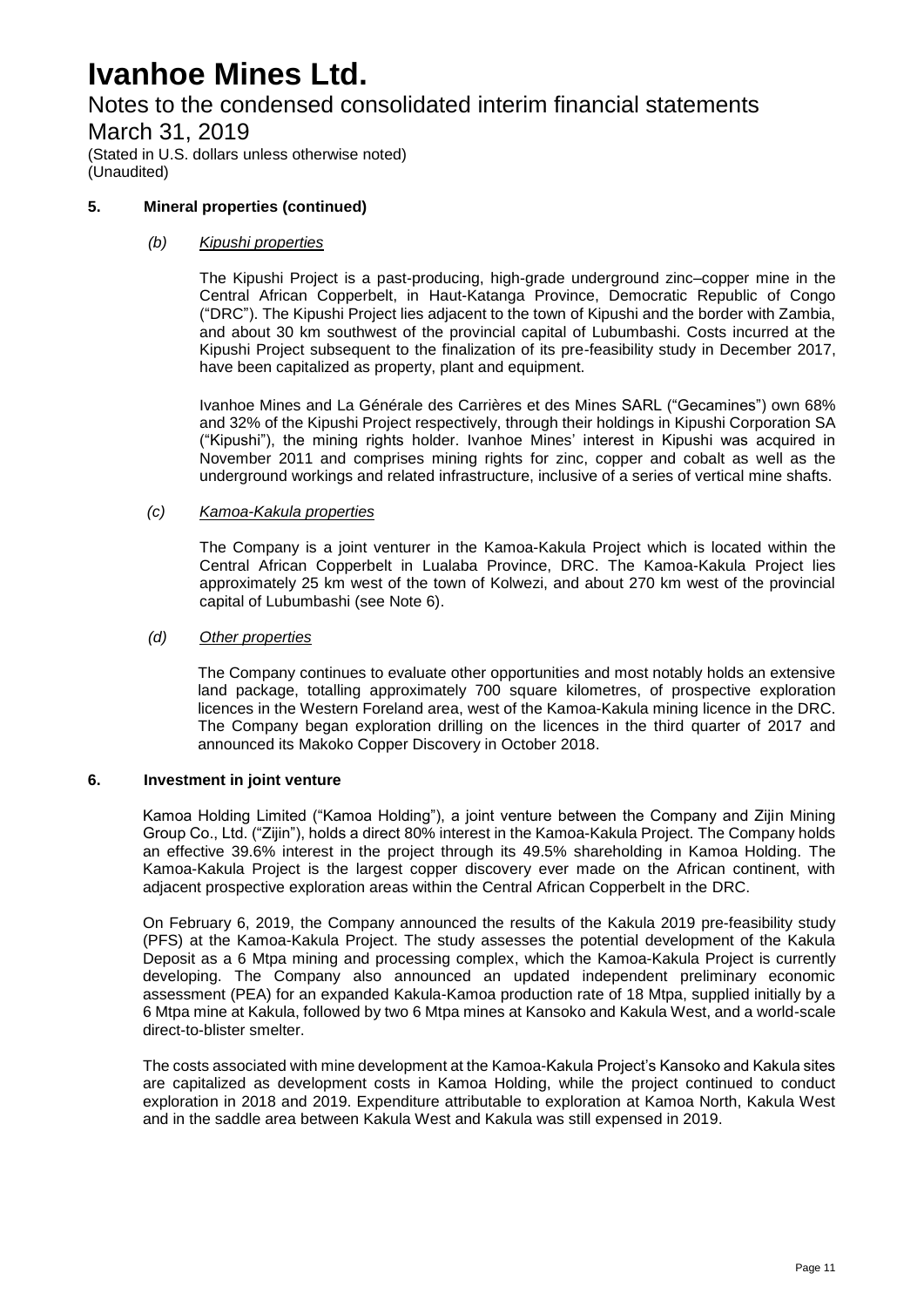## 5. Mineral properties (continued)

### (b) *Kipushi properties*

The Kipushi Project is a past-producing, high-grade underground zinc–copper mine in the Central African Copperbelt, in Haut-Katanga Province, Democratic Republic of Congo ("DRC"). The Kipushi Project lies adjacent to the town of Kipushi and the border with Zambia, and about 30 km southwest of the provincial capital of Lubumbashi. Costs incurred at the Kipushi Project subsequent to the finalization of its pre-feasibility study in December 2017, have been capitalized as property, plant and equipment.

Ivanhoe Mines and La Générale des Carrières et des Mines SARL ("Gecamines") own 68% and 32% of the Kipushi Project respectively, through their holdings in Kipushi Corporation SA ("Kipushi"), the mining rights holder. Ivanhoe Mines' interest in Kipushi was acquired in November 2011 and comprises mining rights for zinc, copper and cobalt as well as the underground workings and related infrastructure, inclusive of a series of vertical mine shafts.

### (c) *Kamoa-Kakula properties*

The Company is a joint venturer in the Kamoa-Kakula Project which is located within the Central African Copperbelt in Lualaba Province, DRC. The Kamoa-Kakula Project lies approximately 25 km west of the town of Kolwezi, and about 270 km west of the provincial capital of Lubumbashi (see Note 6).

### (d) *Other properties*

The Company continues to evaluate other opportunities and most notably holds an extensive land package, totalling approximately 700 square kilometres, of prospective exploration licences in the Western Foreland area, west of the Kamoa-Kakula mining licence in the DRC. The Company began exploration drilling on the licences in the third quarter of 2017 and announced its Makoko Copper Discovery in October 2018.

## 6. Investment in joint venture

Kamoa Holding Limited ("Kamoa Holding"), a joint venture between the Company and Zijin Mining Group Co., Ltd. ("Zijin"), holds a direct 80% interest in the Kamoa-Kakula Project. The Company holds an effective 39.6% interest in the project through its 49.5% shareholding in Kamoa Holding. The Kamoa-Kakula Project is the largest copper discovery ever made on the African continent, with adjacent prospective exploration areas within the Central African Copperbelt in the DRC.

On February 6, 2019, the Company announced the results of the Kakula 2019 pre-feasibility study (PFS) at the Kamoa-Kakula Project. The study assesses the potential development of the Kakula Deposit as a 6 Mtpa mining and processing complex, which the Kamoa-Kakula Project is currently developing. The Company also announced an updated independent preliminary economic assessment (PEA) for an expanded Kakula-Kamoa production rate of 18 Mtpa, supplied initially by a 6 Mtpa mine at Kakula, followed by two 6 Mtpa mines at Kansoko and Kakula West, and a world-scale direct-to-blister smelter.

The costs associated with mine development at the Kamoa-Kakula Project's Kansoko and Kakula sites are capitalized as development costs in Kamoa Holding, while the project continued to conduct exploration in 2018 and 2019. Expenditure attributable to exploration at Kamoa North, Kakula West and in the saddle area between Kakula West and Kakula was still expensed in 2019.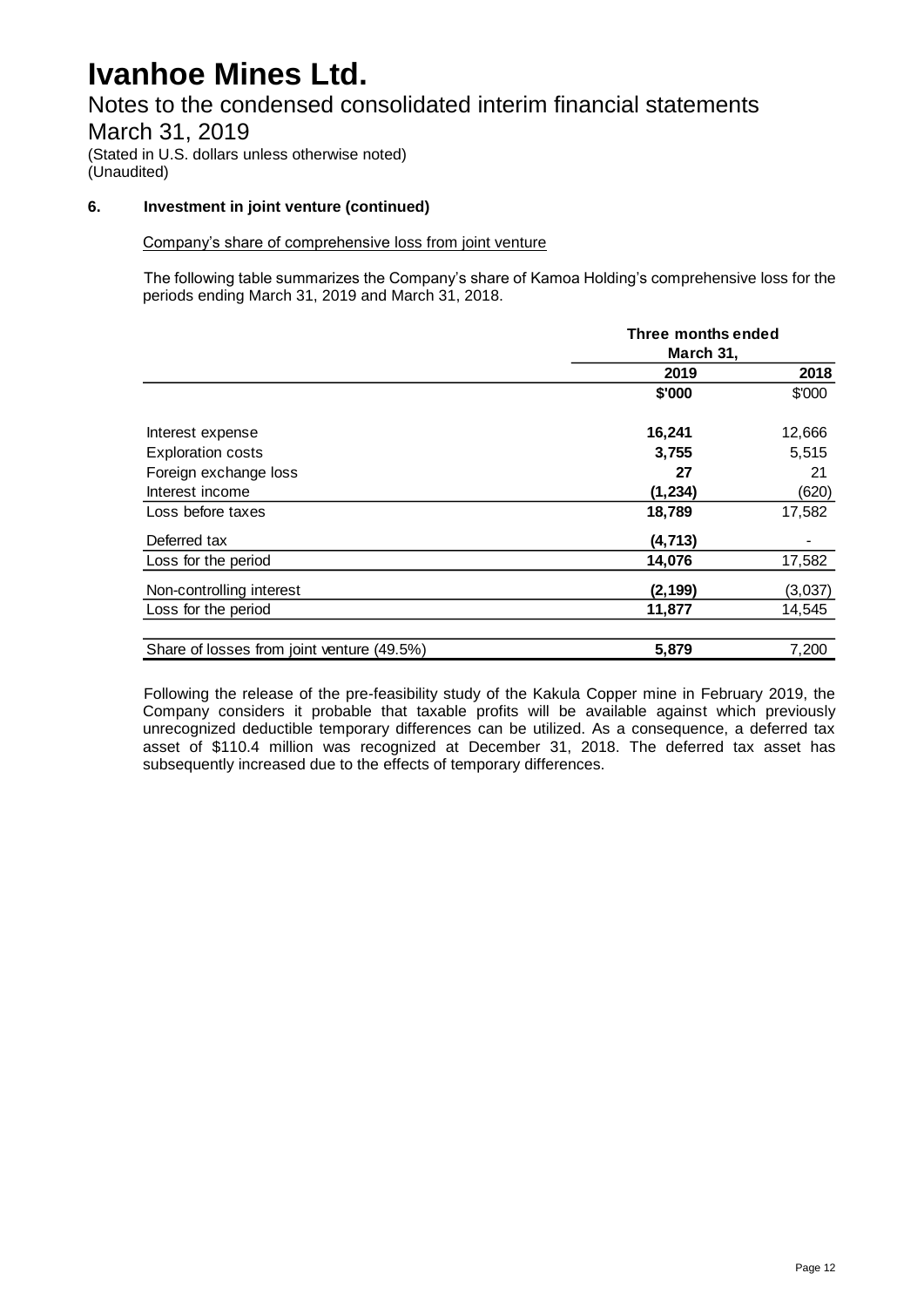### 6. Investment in joint venture (continued)

Company's share of comprehensive loss from joint venture

The following table summarizes the Company's share of Kamoa Holding's comprehensive loss for the periods ending March 31, 2019 and March 31, 2018.

| | Three months ended March 31, | |
|---|---|---|
| | **2019** | 2018 |
| | **\$'000** | \$'000 |
| Interest expense | **16,241** | 12,666 |
| Exploration costs | **3,755** | 5,515 |
| Foreign exchange loss | **27** | 21 |
| Interest income | **(1,234)** | (620) |
| Loss before taxes | **18,789** | 17,582 |
| Deferred tax | **(4,713)** | - |
| Loss for the period | **14,076** | 17,582 |
| Non-controlling interest | **(2,199)** | (3,037) |
| Loss for the period | **11,877** | 14,545 |
| Share of losses from joint venture (49.5%) | **5,879** | 7,200 |

Following the release of the pre-feasibility study of the Kakula Copper mine in February 2019, the Company considers it probable that taxable profits will be available against which previously unrecognized deductible temporary differences can be utilized. As a consequence, a deferred tax asset of \$110.4 million was recognized at December 31, 2018. The deferred tax asset has subsequently increased due to the effects of temporary differences.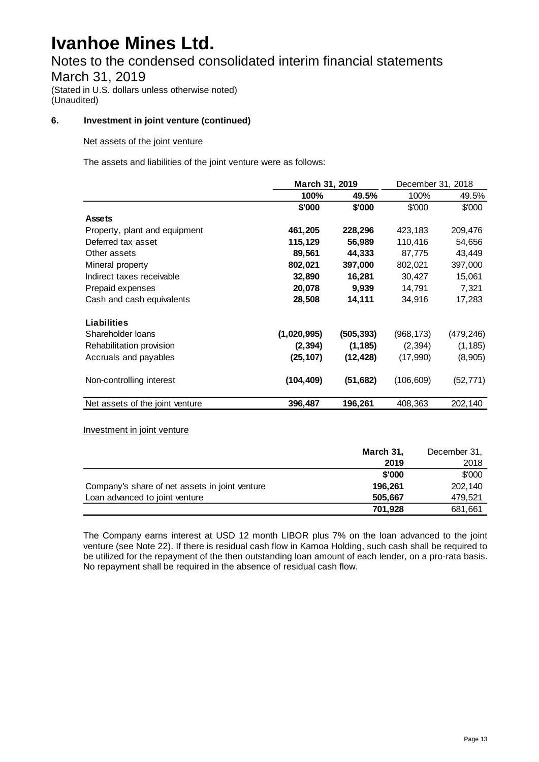# Ivanhoe Mines Ltd.

## Notes to the condensed consolidated interim financial statements

## March 31, 2019

(Stated in U.S. dollars unless otherwise noted)
(Unaudited)

### 6. Investment in joint venture (continued)

Net assets of the joint venture

The assets and liabilities of the joint venture were as follows:

| | **March 31, 2019** | | December 31, 2018 | |
|---|---|---|---|---|
| | **100%** | **49.5%** | 100% | 49.5% |
| | **$'000** | **$'000** | $'000 | $'000 |
| **Assets** | | | | |
| Property, plant and equipment | **461,205** | **228,296** | 423,183 | 209,476 |
| Deferred tax asset | **115,129** | **56,989** | 110,416 | 54,656 |
| Other assets | **89,561** | **44,333** | 87,775 | 43,449 |
| Mineral property | **802,021** | **397,000** | 802,021 | 397,000 |
| Indirect taxes receivable | **32,890** | **16,281** | 30,427 | 15,061 |
| Prepaid expenses | **20,078** | **9,939** | 14,791 | 7,321 |
| Cash and cash equivalents | **28,508** | **14,111** | 34,916 | 17,283 |
| **Liabilities** | | | | |
| Shareholder loans | **(1,020,995)** | **(505,393)** | (968,173) | (479,246) |
| Rehabilitation provision | **(2,394)** | **(1,185)** | (2,394) | (1,185) |
| Accruals and payables | **(25,107)** | **(12,428)** | (17,990) | (8,905) |
| Non-controlling interest | **(104,409)** | **(51,682)** | (106,609) | (52,771) |
| Net assets of the joint venture | **396,487** | **196,261** | 408,363 | 202,140 |

Investment in joint venture

| | **March 31, 2019** | December 31, 2018 |
|---|---|---|
| | **$'000** | $'000 |
| Company's share of net assets in joint venture | **196,261** | 202,140 |
| Loan advanced to joint venture | **505,667** | 479,521 |
| | **701,928** | 681,661 |

The Company earns interest at USD 12 month LIBOR plus 7% on the loan advanced to the joint venture (see Note 22). If there is residual cash flow in Kamoa Holding, such cash shall be required to be utilized for the repayment of the then outstanding loan amount of each lender, on a pro-rata basis. No repayment shall be required in the absence of residual cash flow.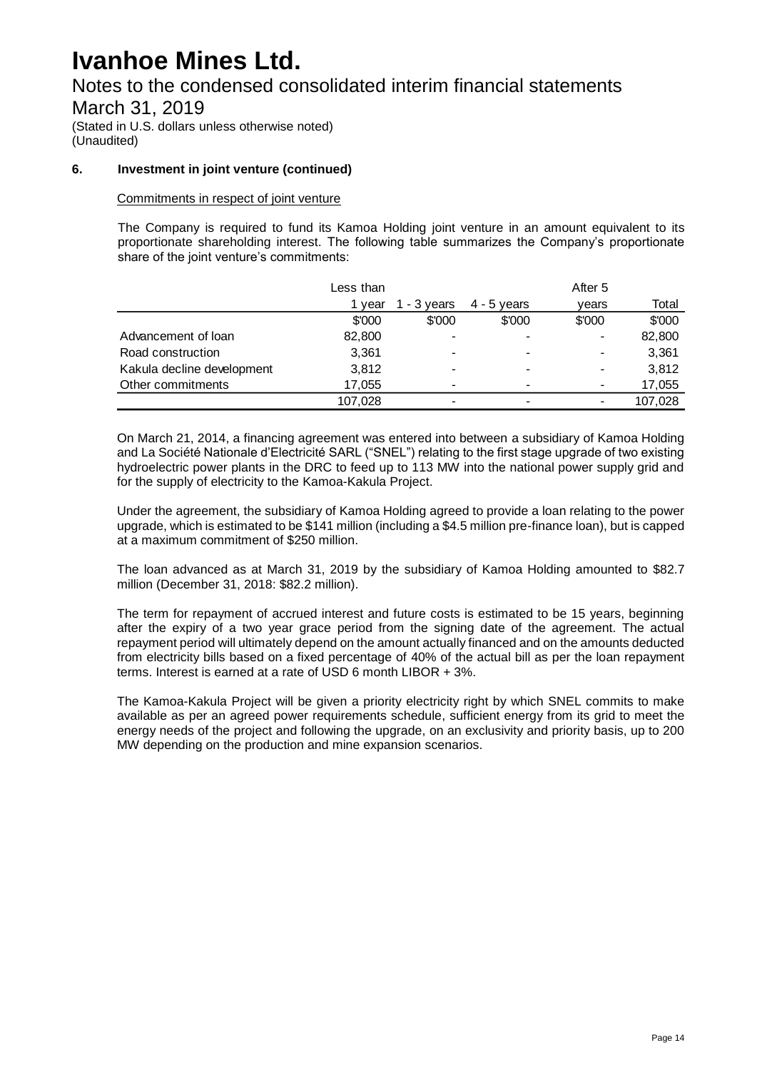# Ivanhoe Mines Ltd.

Notes to the condensed consolidated interim financial statements

March 31, 2019

(Stated in U.S. dollars unless otherwise noted)
(Unaudited)

### 6. Investment in joint venture (continued)

Commitments in respect of joint venture

The Company is required to fund its Kamoa Holding joint venture in an amount equivalent to its proportionate shareholding interest. The following table summarizes the Company's proportionate share of the joint venture's commitments:

| | Less than 1 year | 1 - 3 years | 4 - 5 years | After 5 years | Total |
|---|---|---|---|---|---|
| | $'000 | $'000 | $'000 | $'000 | $'000 |
| Advancement of loan | 82,800 | - | - | - | 82,800 |
| Road construction | 3,361 | - | - | - | 3,361 |
| Kakula decline development | 3,812 | - | - | - | 3,812 |
| Other commitments | 17,055 | - | - | - | 17,055 |
| | 107,028 | - | - | - | 107,028 |

On March 21, 2014, a financing agreement was entered into between a subsidiary of Kamoa Holding and La Société Nationale d'Electricité SARL ("SNEL") relating to the first stage upgrade of two existing hydroelectric power plants in the DRC to feed up to 113 MW into the national power supply grid and for the supply of electricity to the Kamoa-Kakula Project.

Under the agreement, the subsidiary of Kamoa Holding agreed to provide a loan relating to the power upgrade, which is estimated to be $141 million (including a $4.5 million pre-finance loan), but is capped at a maximum commitment of $250 million.

The loan advanced as at March 31, 2019 by the subsidiary of Kamoa Holding amounted to $82.7 million (December 31, 2018: $82.2 million).

The term for repayment of accrued interest and future costs is estimated to be 15 years, beginning after the expiry of a two year grace period from the signing date of the agreement. The actual repayment period will ultimately depend on the amount actually financed and on the amounts deducted from electricity bills based on a fixed percentage of 40% of the actual bill as per the loan repayment terms. Interest is earned at a rate of USD 6 month LIBOR + 3%.

The Kamoa-Kakula Project will be given a priority electricity right by which SNEL commits to make available as per an agreed power requirements schedule, sufficient energy from its grid to meet the energy needs of the project and following the upgrade, on an exclusivity and priority basis, up to 200 MW depending on the production and mine expansion scenarios.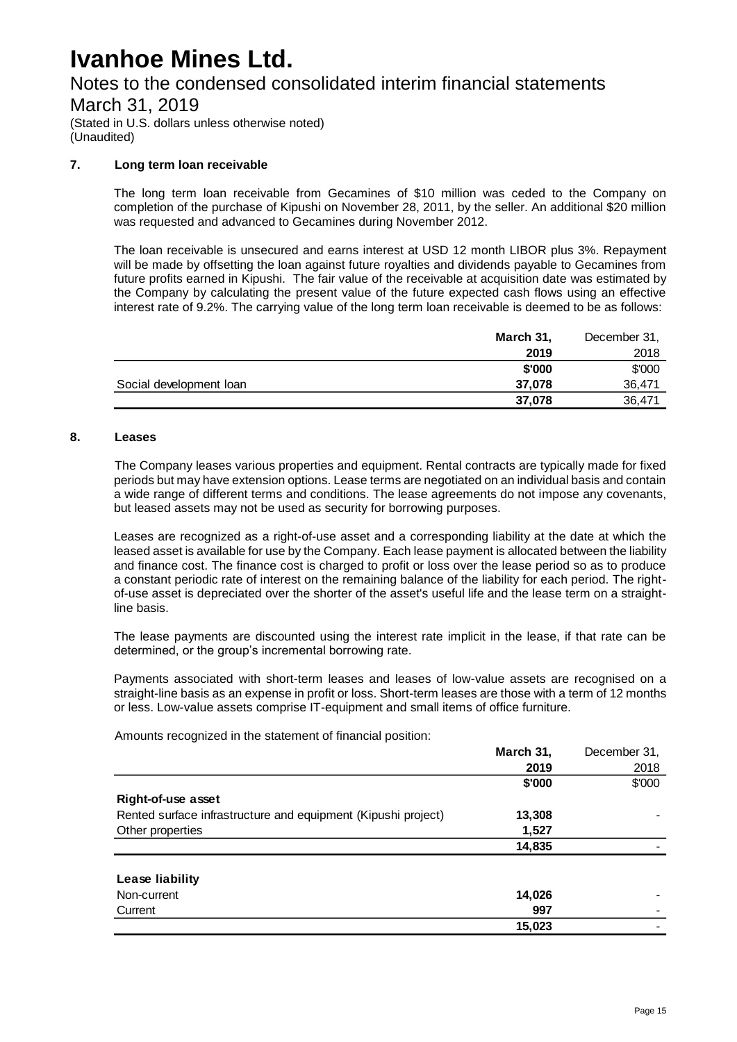# Ivanhoe Mines Ltd.

Notes to the condensed consolidated interim financial statements

March 31, 2019

(Stated in U.S. dollars unless otherwise noted)
(Unaudited)

## 7. Long term loan receivable

The long term loan receivable from Gecamines of $10 million was ceded to the Company on completion of the purchase of Kipushi on November 28, 2011, by the seller. An additional $20 million was requested and advanced to Gecamines during November 2012.

The loan receivable is unsecured and earns interest at USD 12 month LIBOR plus 3%. Repayment will be made by offsetting the loan against future royalties and dividends payable to Gecamines from future profits earned in Kipushi. The fair value of the receivable at acquisition date was estimated by the Company by calculating the present value of the future expected cash flows using an effective interest rate of 9.2%. The carrying value of the long term loan receivable is deemed to be as follows:

| | **March 31, 2019** | December 31, 2018 |
|---|---|---|
| | **$'000** | $'000 |
| Social development loan | **37,078** | 36,471 |
| | **37,078** | 36,471 |

## 8. Leases

The Company leases various properties and equipment. Rental contracts are typically made for fixed periods but may have extension options. Lease terms are negotiated on an individual basis and contain a wide range of different terms and conditions. The lease agreements do not impose any covenants, but leased assets may not be used as security for borrowing purposes.

Leases are recognized as a right-of-use asset and a corresponding liability at the date at which the leased asset is available for use by the Company. Each lease payment is allocated between the liability and finance cost. The finance cost is charged to profit or loss over the lease period so as to produce a constant periodic rate of interest on the remaining balance of the liability for each period. The right-of-use asset is depreciated over the shorter of the asset's useful life and the lease term on a straight-line basis.

The lease payments are discounted using the interest rate implicit in the lease, if that rate can be determined, or the group's incremental borrowing rate.

Payments associated with short-term leases and leases of low-value assets are recognised on a straight-line basis as an expense in profit or loss. Short-term leases are those with a term of 12 months or less. Low-value assets comprise IT-equipment and small items of office furniture.

Amounts recognized in the statement of financial position:

| | **March 31, 2019** | December 31, 2018 |
|---|---|---|
| | **$'000** | $'000 |
| **Right-of-use asset** | | |
| Rented surface infrastructure and equipment (Kipushi project) | **13,308** | - |
| Other properties | **1,527** | |
| | **14,835** | - |
| | | |
| **Lease liability** | | |
| Non-current | **14,026** | - |
| Current | **997** | - |
| | **15,023** | - |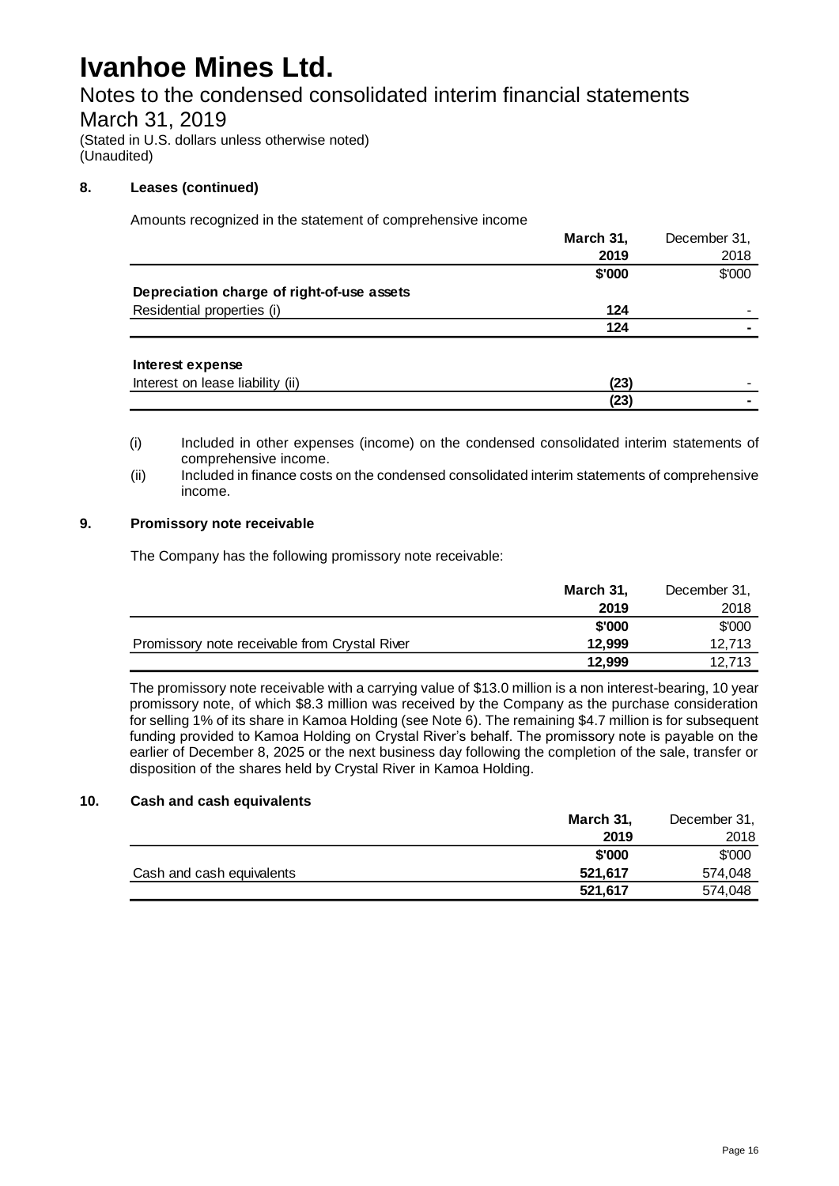# Ivanhoe Mines Ltd.

## Notes to the condensed consolidated interim financial statements

## March 31, 2019

(Stated in U.S. dollars unless otherwise noted)
(Unaudited)

### 8. Leases (continued)

Amounts recognized in the statement of comprehensive income

| | March 31, 2019 | December 31, 2018 |
|---|---|---|
| | $'000 | $'000 |
| **Depreciation charge of right-of-use assets** | | |
| Residential properties (i) | **124** | - |
| | **124** | - |
| **Interest expense** | | |
| Interest on lease liability (ii) | **(23)** | - |
| | **(23)** | - |

(i) Included in other expenses (income) on the condensed consolidated interim statements of comprehensive income.

(ii) Included in finance costs on the condensed consolidated interim statements of comprehensive income.

### 9. Promissory note receivable

The Company has the following promissory note receivable:

| | March 31, 2019 | December 31, 2018 |
|---|---|---|
| | $'000 | $'000 |
| Promissory note receivable from Crystal River | **12,999** | 12,713 |
| | **12,999** | 12,713 |

The promissory note receivable with a carrying value of $13.0 million is a non interest-bearing, 10 year promissory note, of which $8.3 million was received by the Company as the purchase consideration for selling 1% of its share in Kamoa Holding (see Note 6). The remaining $4.7 million is for subsequent funding provided to Kamoa Holding on Crystal River's behalf. The promissory note is payable on the earlier of December 8, 2025 or the next business day following the completion of the sale, transfer or disposition of the shares held by Crystal River in Kamoa Holding.

### 10. Cash and cash equivalents

| | March 31, 2019 | December 31, 2018 |
|---|---|---|
| | $'000 | $'000 |
| Cash and cash equivalents | **521,617** | 574,048 |
| | **521,617** | 574,048 |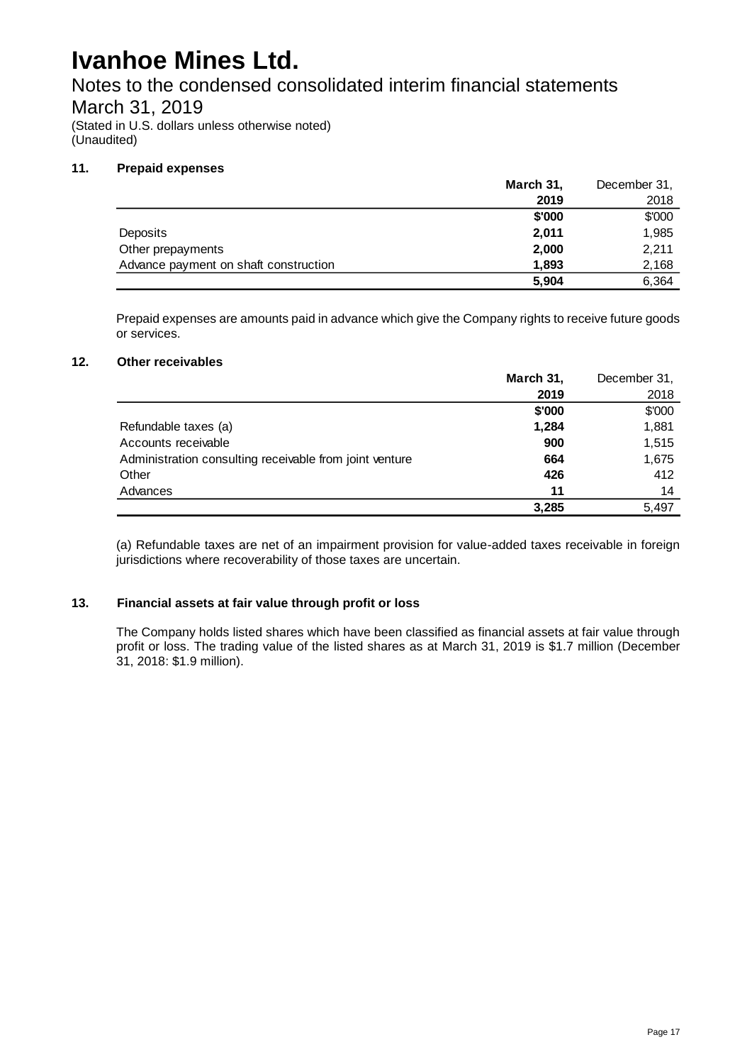# Ivanhoe Mines Ltd.

Notes to the condensed consolidated interim financial statements

March 31, 2019

(Stated in U.S. dollars unless otherwise noted)
(Unaudited)

## 11. Prepaid expenses

| | **March 31, 2019** | December 31, 2018 |
|---|---|---|
| | **\$'000** | \$'000 |
| Deposits | **2,011** | 1,985 |
| Other prepayments | **2,000** | 2,211 |
| Advance payment on shaft construction | **1,893** | 2,168 |
| | **5,904** | 6,364 |

Prepaid expenses are amounts paid in advance which give the Company rights to receive future goods or services.

## 12. Other receivables

| | **March 31, 2019** | December 31, 2018 |
|---|---|---|
| | **\$'000** | \$'000 |
| Refundable taxes (a) | **1,284** | 1,881 |
| Accounts receivable | **900** | 1,515 |
| Administration consulting receivable from joint venture | **664** | 1,675 |
| Other | **426** | 412 |
| Advances | **11** | 14 |
| | **3,285** | 5,497 |

(a) Refundable taxes are net of an impairment provision for value-added taxes receivable in foreign jurisdictions where recoverability of those taxes are uncertain.

## 13. Financial assets at fair value through profit or loss

The Company holds listed shares which have been classified as financial assets at fair value through profit or loss. The trading value of the listed shares as at March 31, 2019 is \$1.7 million (December 31, 2018: \$1.9 million).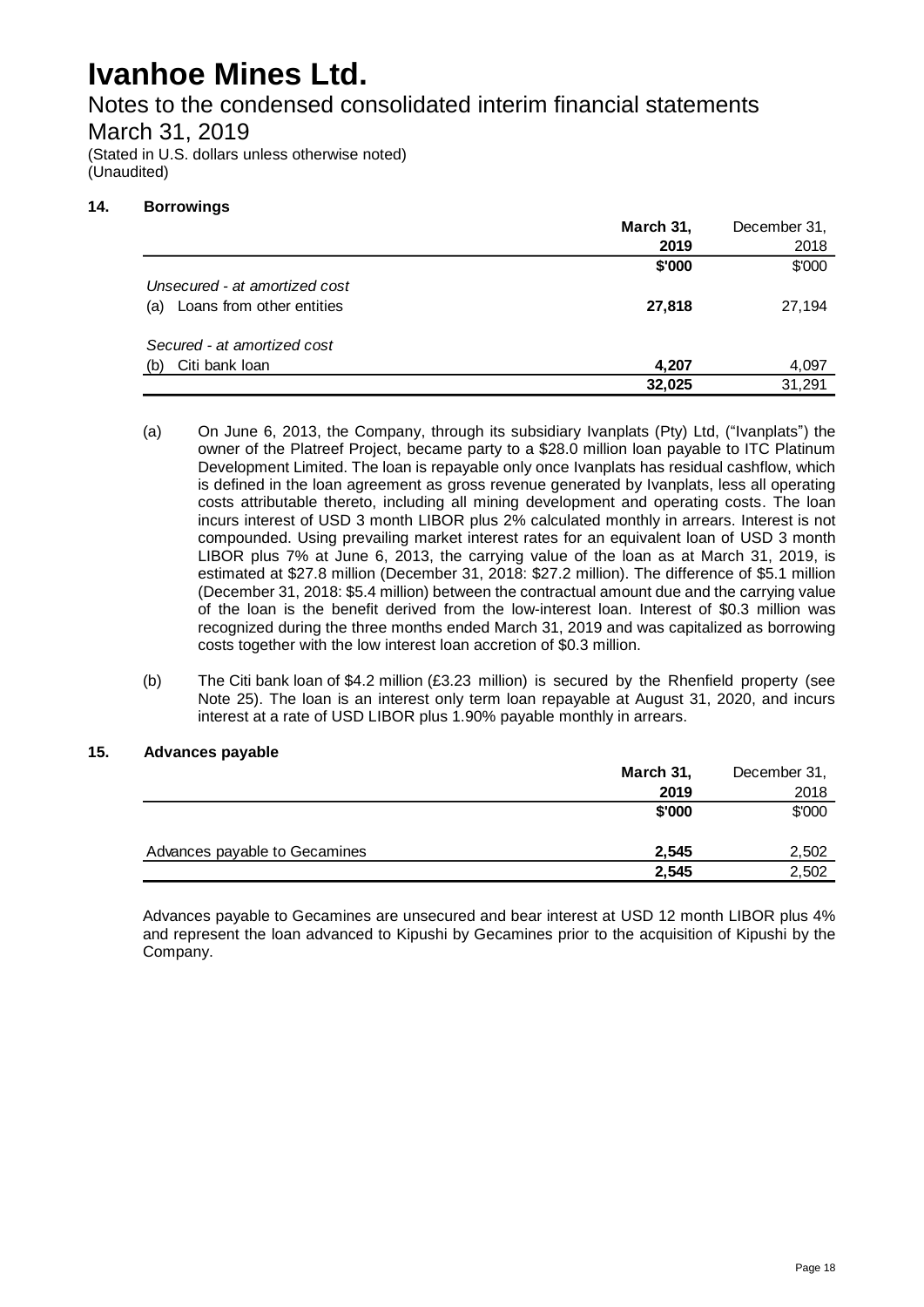# Ivanhoe Mines Ltd.

## Notes to the condensed consolidated interim financial statements

## March 31, 2019

(Stated in U.S. dollars unless otherwise noted)
(Unaudited)

### 14. Borrowings

| | **March 31, 2019** | December 31, 2018 |
|---|---|---|
| | **\$'000** | \$'000 |
| *Unsecured - at amortized cost* | | |
| (a) Loans from other entities | **27,818** | 27,194 |
| *Secured - at amortized cost* | | |
| (b) Citi bank loan | **4,207** | 4,097 |
| | **32,025** | 31,291 |

(a) On June 6, 2013, the Company, through its subsidiary Ivanplats (Pty) Ltd, ("Ivanplats") the owner of the Platreef Project, became party to a \$28.0 million loan payable to ITC Platinum Development Limited. The loan is repayable only once Ivanplats has residual cashflow, which is defined in the loan agreement as gross revenue generated by Ivanplats, less all operating costs attributable thereto, including all mining development and operating costs. The loan incurs interest of USD 3 month LIBOR plus 2% calculated monthly in arrears. Interest is not compounded. Using prevailing market interest rates for an equivalent loan of USD 3 month LIBOR plus 7% at June 6, 2013, the carrying value of the loan as at March 31, 2019, is estimated at \$27.8 million (December 31, 2018: \$27.2 million). The difference of \$5.1 million (December 31, 2018: \$5.4 million) between the contractual amount due and the carrying value of the loan is the benefit derived from the low-interest loan. Interest of \$0.3 million was recognized during the three months ended March 31, 2019 and was capitalized as borrowing costs together with the low interest loan accretion of \$0.3 million.

(b) The Citi bank loan of \$4.2 million (£3.23 million) is secured by the Rhenfield property (see Note 25). The loan is an interest only term loan repayable at August 31, 2020, and incurs interest at a rate of USD LIBOR plus 1.90% payable monthly in arrears.

### 15. Advances payable

| | **March 31, 2019** | December 31, 2018 |
|---|---|---|
| | **\$'000** | \$'000 |
| Advances payable to Gecamines | **2,545** | 2,502 |
| | **2,545** | 2,502 |

Advances payable to Gecamines are unsecured and bear interest at USD 12 month LIBOR plus 4% and represent the loan advanced to Kipushi by Gecamines prior to the acquisition of Kipushi by the Company.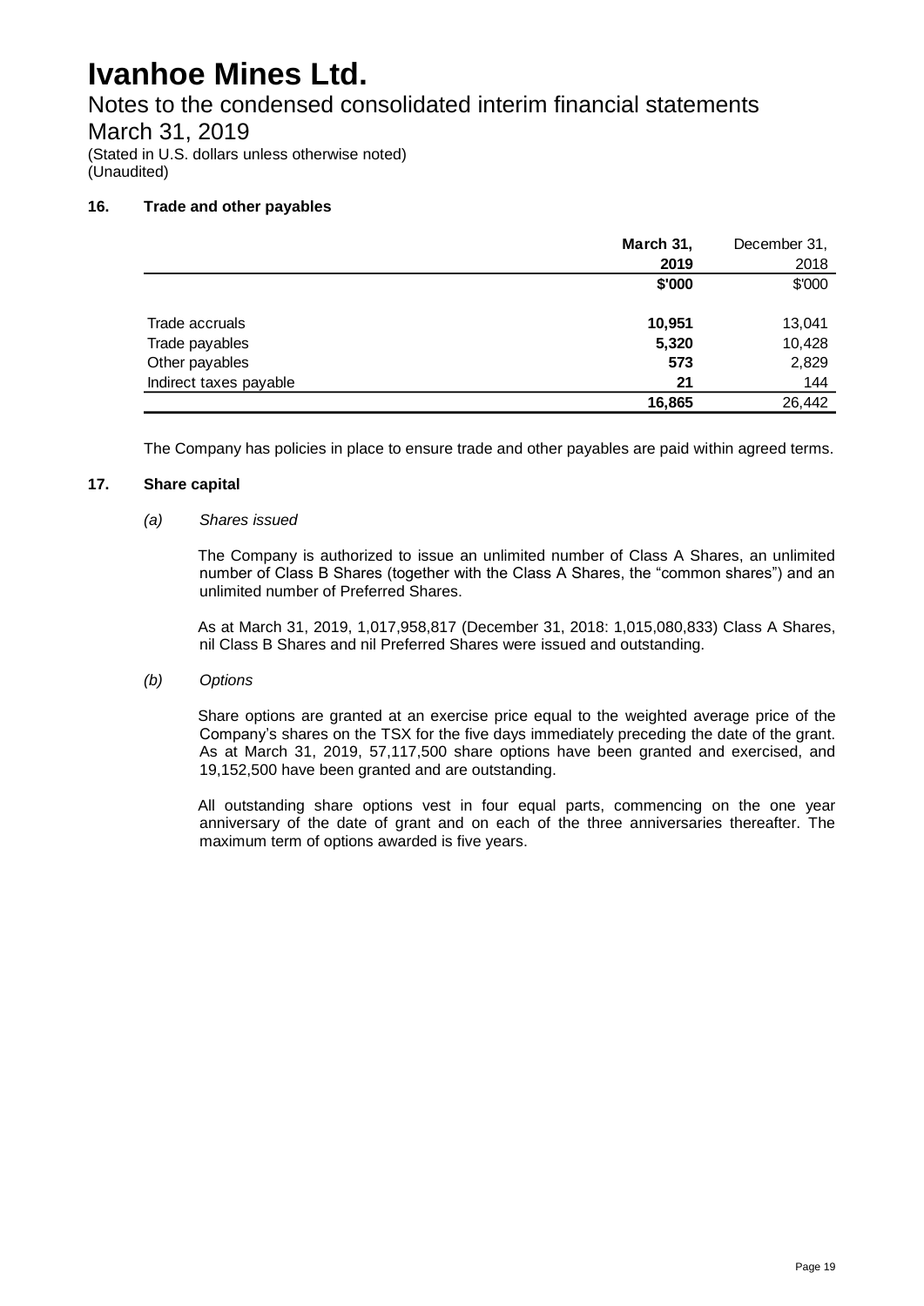# Ivanhoe Mines Ltd.

Notes to the condensed consolidated interim financial statements
March 31, 2019
(Stated in U.S. dollars unless otherwise noted)
(Unaudited)

### 16. Trade and other payables

| | **March 31, 2019** | December 31, 2018 |
|---|---|---|
| | **$'000** | $'000 |
| Trade accruals | **10,951** | 13,041 |
| Trade payables | **5,320** | 10,428 |
| Other payables | **573** | 2,829 |
| Indirect taxes payable | **21** | 144 |
| | **16,865** | 26,442 |

The Company has policies in place to ensure trade and other payables are paid within agreed terms.

### 17. Share capital

*(a) Shares issued*

The Company is authorized to issue an unlimited number of Class A Shares, an unlimited number of Class B Shares (together with the Class A Shares, the "common shares") and an unlimited number of Preferred Shares.

As at March 31, 2019, 1,017,958,817 (December 31, 2018: 1,015,080,833) Class A Shares, nil Class B Shares and nil Preferred Shares were issued and outstanding.

*(b) Options*

Share options are granted at an exercise price equal to the weighted average price of the Company's shares on the TSX for the five days immediately preceding the date of the grant. As at March 31, 2019, 57,117,500 share options have been granted and exercised, and 19,152,500 have been granted and are outstanding.

All outstanding share options vest in four equal parts, commencing on the one year anniversary of the date of grant and on each of the three anniversaries thereafter. The maximum term of options awarded is five years.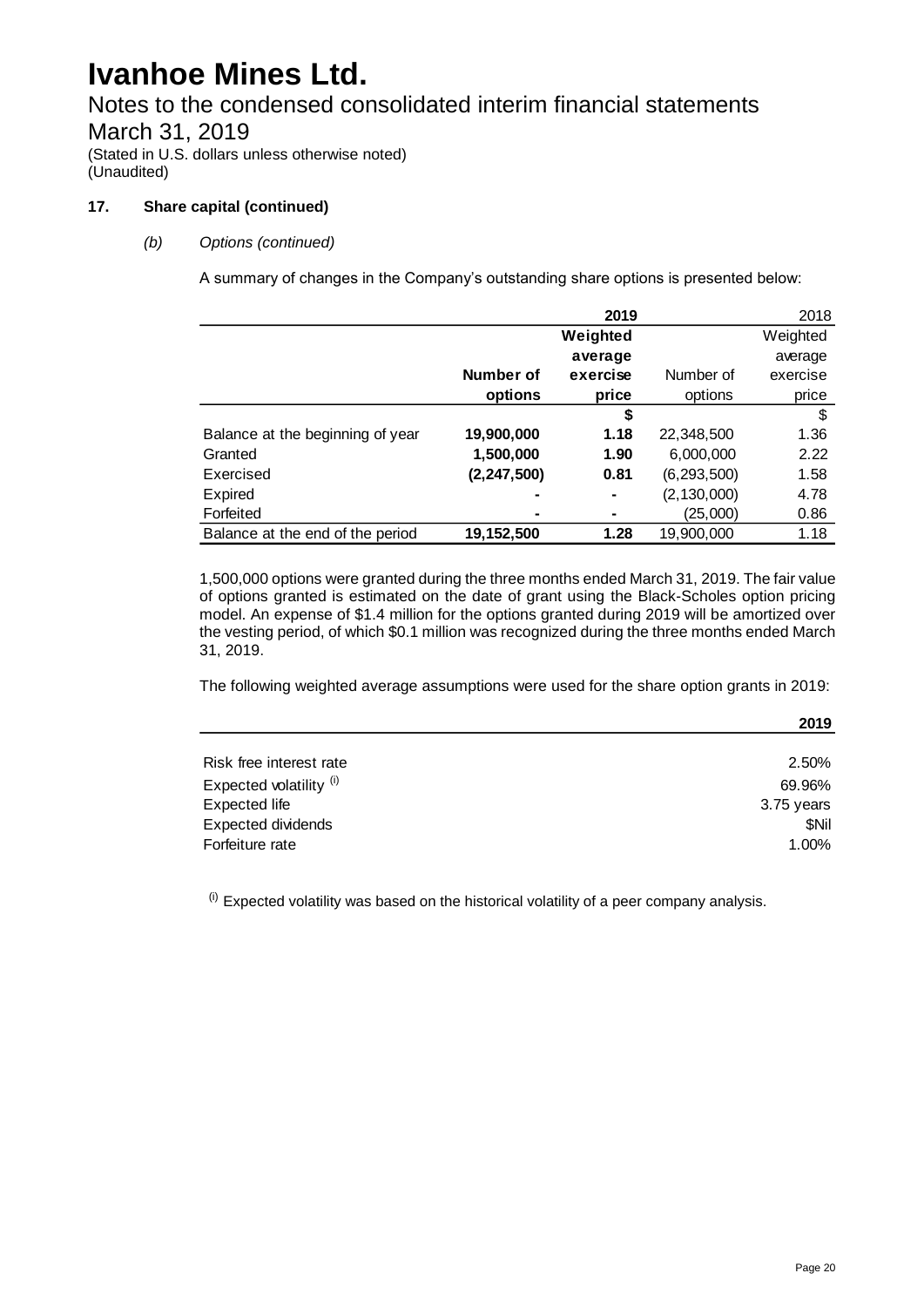# Ivanhoe Mines Ltd.

Notes to the condensed consolidated interim financial statements

March 31, 2019

(Stated in U.S. dollars unless otherwise noted)
(Unaudited)

### 17. Share capital (continued)

*(b) Options (continued)*

A summary of changes in the Company's outstanding share options is presented below:

| | **2019** | | | 2018 |
|---|---|---|---|---|
| | **Number of options** | **Weighted average exercise price** | Number of options | Weighted average exercise price |
| | | **$** | | $ |
| Balance at the beginning of year | **19,900,000** | **1.18** | 22,348,500 | 1.36 |
| Granted | **1,500,000** | **1.90** | 6,000,000 | 2.22 |
| Exercised | **(2,247,500)** | **0.81** | (6,293,500) | 1.58 |
| Expired | **-** | **-** | (2,130,000) | 4.78 |
| Forfeited | **-** | **-** | (25,000) | 0.86 |
| Balance at the end of the period | **19,152,500** | **1.28** | 19,900,000 | 1.18 |

1,500,000 options were granted during the three months ended March 31, 2019. The fair value of options granted is estimated on the date of grant using the Black-Scholes option pricing model. An expense of $1.4 million for the options granted during 2019 will be amortized over the vesting period, of which $0.1 million was recognized during the three months ended March 31, 2019.

The following weighted average assumptions were used for the share option grants in 2019:

| | **2019** |
|---|---|
| Risk free interest rate | 2.50% |
| Expected volatility [(i)] | 69.96% |
| Expected life | 3.75 years |
| Expected dividends | $Nil |
| Forfeiture rate | 1.00% |

[(i)] Expected volatility was based on the historical volatility of a peer company analysis.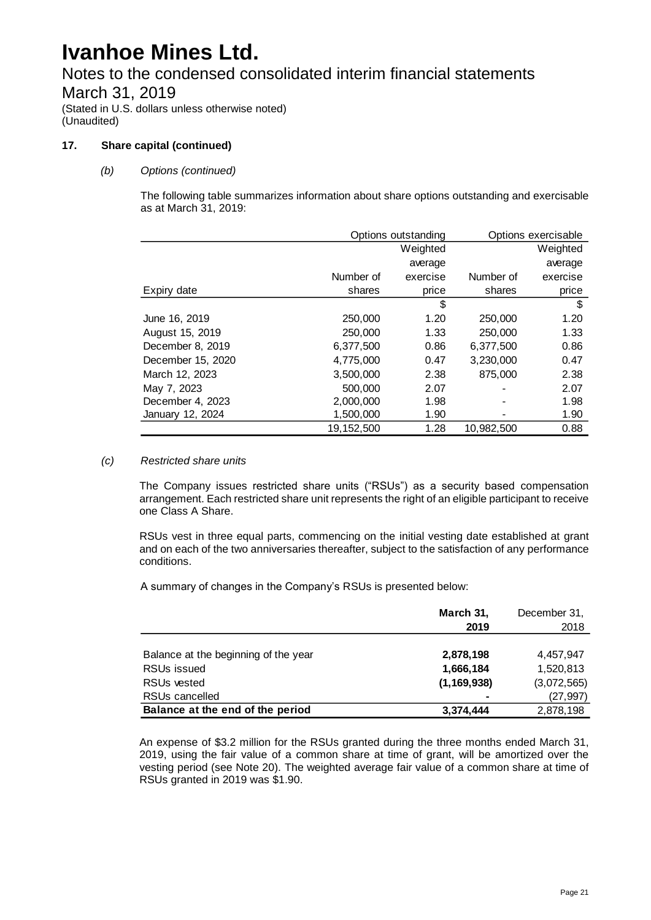# Ivanhoe Mines Ltd.

## Notes to the condensed consolidated interim financial statements

## March 31, 2019

(Stated in U.S. dollars unless otherwise noted)
(Unaudited)

### 17. Share capital (continued)

#### *(b) Options (continued)*

The following table summarizes information about share options outstanding and exercisable as at March 31, 2019:

| | Options outstanding | | Options exercisable | |
|---|---|---|---|---|
| Expiry date | Number of shares | Weighted average exercise price | Number of shares | Weighted average exercise price |
| | | $ | | $ |
| June 16, 2019 | 250,000 | 1.20 | 250,000 | 1.20 |
| August 15, 2019 | 250,000 | 1.33 | 250,000 | 1.33 |
| December 8, 2019 | 6,377,500 | 0.86 | 6,377,500 | 0.86 |
| December 15, 2020 | 4,775,000 | 0.47 | 3,230,000 | 0.47 |
| March 12, 2023 | 3,500,000 | 2.38 | 875,000 | 2.38 |
| May 7, 2023 | 500,000 | 2.07 | - | 2.07 |
| December 4, 2023 | 2,000,000 | 1.98 | - | 1.98 |
| January 12, 2024 | 1,500,000 | 1.90 | - | 1.90 |
| | 19,152,500 | 1.28 | 10,982,500 | 0.88 |

#### *(c) Restricted share units*

The Company issues restricted share units ("RSUs") as a security based compensation arrangement. Each restricted share unit represents the right of an eligible participant to receive one Class A Share.

RSUs vest in three equal parts, commencing on the initial vesting date established at grant and on each of the two anniversaries thereafter, subject to the satisfaction of any performance conditions.

A summary of changes in the Company's RSUs is presented below:

| | **March 31, 2019** | December 31, 2018 |
|---|---|---|
| Balance at the beginning of the year | **2,878,198** | 4,457,947 |
| RSUs issued | **1,666,184** | 1,520,813 |
| RSUs vested | **(1,169,938)** | (3,072,565) |
| RSUs cancelled | **-** | (27,997) |
| **Balance at the end of the period** | **3,374,444** | 2,878,198 |

An expense of $3.2 million for the RSUs granted during the three months ended March 31, 2019, using the fair value of a common share at time of grant, will be amortized over the vesting period (see Note 20). The weighted average fair value of a common share at time of RSUs granted in 2019 was $1.90.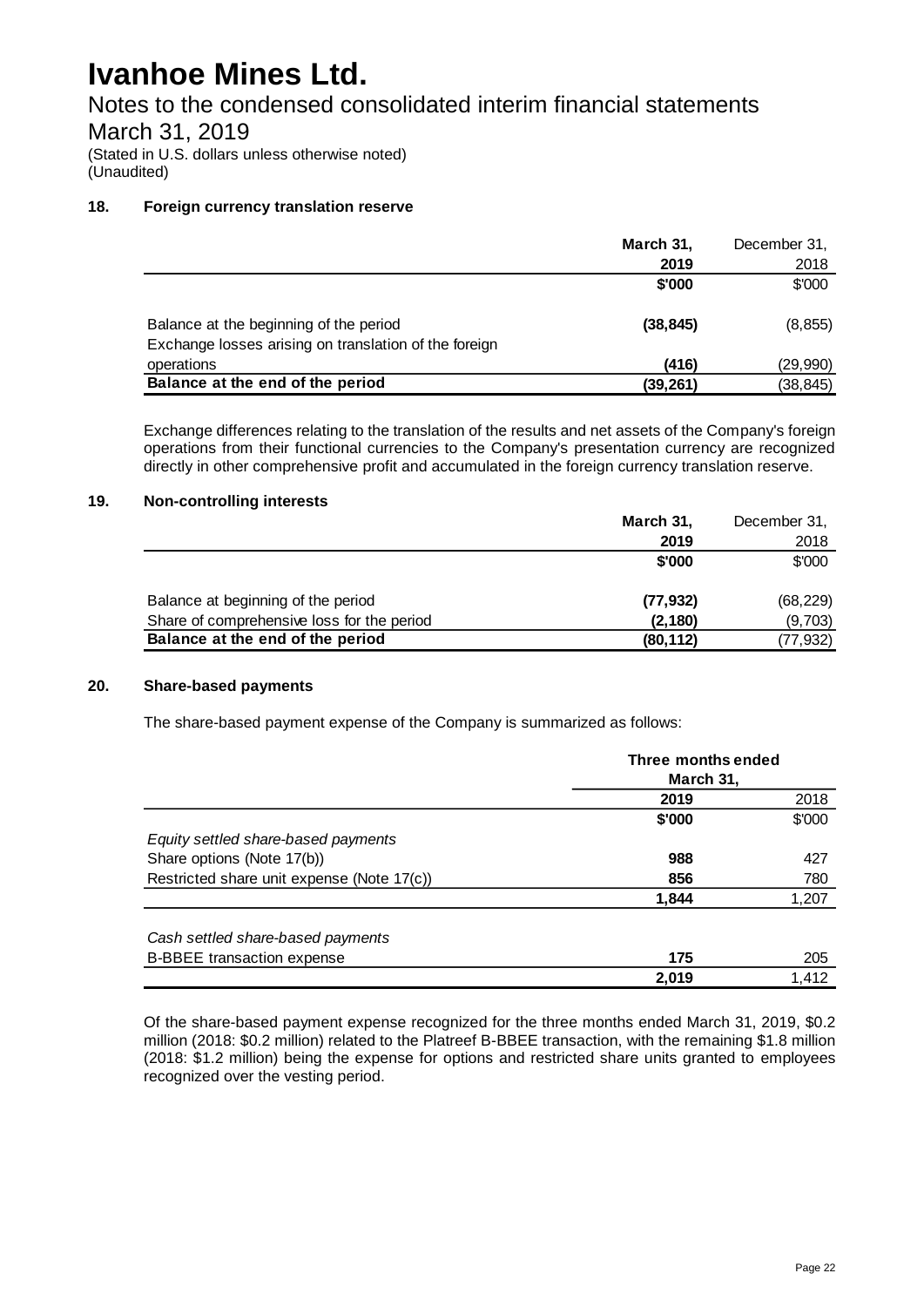# Ivanhoe Mines Ltd.

## Notes to the condensed consolidated interim financial statements

## March 31, 2019

(Stated in U.S. dollars unless otherwise noted)
(Unaudited)

### 18. Foreign currency translation reserve

| | March 31, 2019 | December 31, 2018 |
|---|---|---|
| | **$'000** | $'000 |
| Balance at the beginning of the period | **(38,845)** | (8,855) |
| Exchange losses arising on translation of the foreign operations | **(416)** | (29,990) |
| **Balance at the end of the period** | **(39,261)** | (38,845) |

Exchange differences relating to the translation of the results and net assets of the Company's foreign operations from their functional currencies to the Company's presentation currency are recognized directly in other comprehensive profit and accumulated in the foreign currency translation reserve.

### 19. Non-controlling interests

| | March 31, 2019 | December 31, 2018 |
|---|---|---|
| | **$'000** | $'000 |
| Balance at beginning of the period | **(77,932)** | (68,229) |
| Share of comprehensive loss for the period | **(2,180)** | (9,703) |
| **Balance at the end of the period** | **(80,112)** | (77,932) |

### 20. Share-based payments

The share-based payment expense of the Company is summarized as follows:

| | Three months ended March 31, | |
|---|---|---|
| | **2019** | 2018 |
| | **$'000** | $'000 |
| *Equity settled share-based payments* | | |
| Share options (Note 17(b)) | **988** | 427 |
| Restricted share unit expense (Note 17(c)) | **856** | 780 |
| | **1,844** | 1,207 |
| *Cash settled share-based payments* | | |
| B-BBEE transaction expense | **175** | 205 |
| | **2,019** | 1,412 |

Of the share-based payment expense recognized for the three months ended March 31, 2019, $0.2 million (2018: $0.2 million) related to the Platreef B-BBEE transaction, with the remaining $1.8 million (2018: $1.2 million) being the expense for options and restricted share units granted to employees recognized over the vesting period.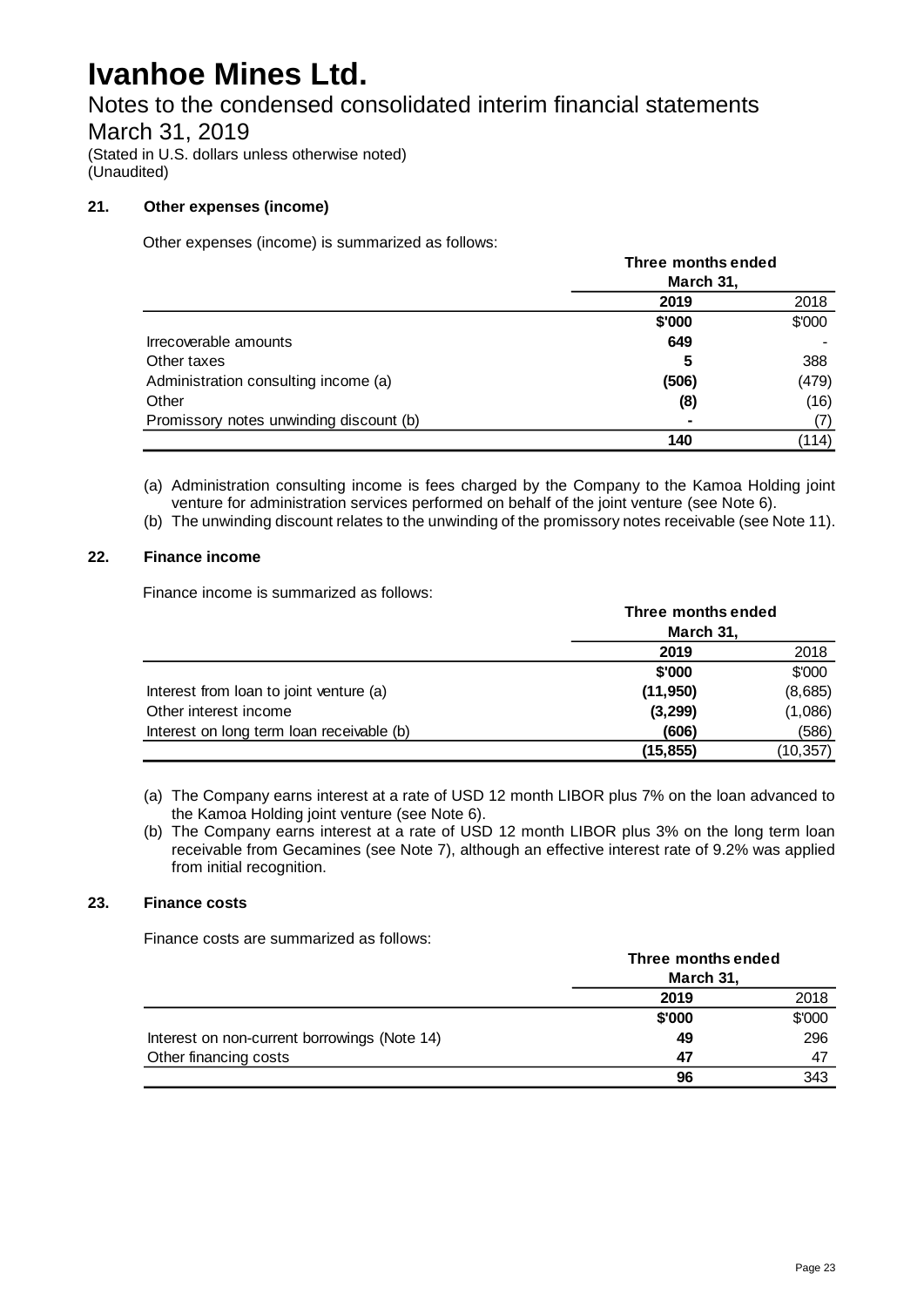# Ivanhoe Mines Ltd.

## Notes to the condensed consolidated interim financial statements

## March 31, 2019

(Stated in U.S. dollars unless otherwise noted)
(Unaudited)

### 21. Other expenses (income)

Other expenses (income) is summarized as follows:

| | Three months ended March 31, | |
|---|---|---|
| | **2019** | 2018 |
| | **\$'000** | \$'000 |
| Irrecoverable amounts | **649** | - |
| Other taxes | **5** | 388 |
| Administration consulting income (a) | **(506)** | (479) |
| Other | **(8)** | (16) |
| Promissory notes unwinding discount (b) | **-** | (7) |
| | **140** | (114) |

(a) Administration consulting income is fees charged by the Company to the Kamoa Holding joint venture for administration services performed on behalf of the joint venture (see Note 6).

(b) The unwinding discount relates to the unwinding of the promissory notes receivable (see Note 11).

### 22. Finance income

Finance income is summarized as follows:

| | Three months ended March 31, | |
|---|---|---|
| | **2019** | 2018 |
| | **\$'000** | \$'000 |
| Interest from loan to joint venture (a) | **(11,950)** | (8,685) |
| Other interest income | **(3,299)** | (1,086) |
| Interest on long term loan receivable (b) | **(606)** | (586) |
| | **(15,855)** | (10,357) |

(a) The Company earns interest at a rate of USD 12 month LIBOR plus 7% on the loan advanced to the Kamoa Holding joint venture (see Note 6).

(b) The Company earns interest at a rate of USD 12 month LIBOR plus 3% on the long term loan receivable from Gecamines (see Note 7), although an effective interest rate of 9.2% was applied from initial recognition.

### 23. Finance costs

Finance costs are summarized as follows:

| | Three months ended March 31, | |
|---|---|---|
| | **2019** | 2018 |
| | **\$'000** | \$'000 |
| Interest on non-current borrowings (Note 14) | **49** | 296 |
| Other financing costs | **47** | 47 |
| | **96** | 343 |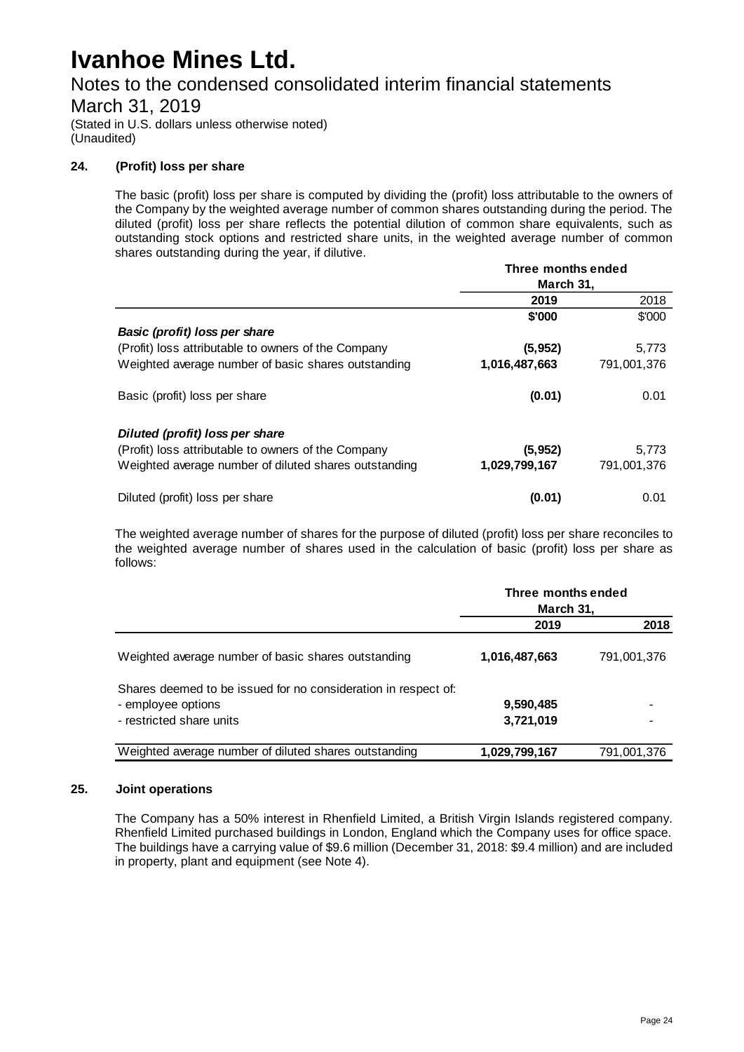## 24. (Profit) loss per share

The basic (profit) loss per share is computed by dividing the (profit) loss attributable to the owners of the Company by the weighted average number of common shares outstanding during the period. The diluted (profit) loss per share reflects the potential dilution of common share equivalents, such as outstanding stock options and restricted share units, in the weighted average number of common shares outstanding during the year, if dilutive.

| | Three months ended March 31, | |
|---|---|---|
| | **2019** | 2018 |
| | **\$'000** | \$'000 |
| ***Basic (profit) loss per share*** | | |
| (Profit) loss attributable to owners of the Company | **(5,952)** | 5,773 |
| Weighted average number of basic shares outstanding | **1,016,487,663** | 791,001,376 |
| Basic (profit) loss per share | **(0.01)** | 0.01 |
| ***Diluted (profit) loss per share*** | | |
| (Profit) loss attributable to owners of the Company | **(5,952)** | 5,773 |
| Weighted average number of diluted shares outstanding | **1,029,799,167** | 791,001,376 |
| Diluted (profit) loss per share | **(0.01)** | 0.01 |

The weighted average number of shares for the purpose of diluted (profit) loss per share reconciles to the weighted average number of shares used in the calculation of basic (profit) loss per share as follows:

| | Three months ended March 31, | |
|---|---|---|
| | **2019** | **2018** |
| Weighted average number of basic shares outstanding | **1,016,487,663** | 791,001,376 |
| Shares deemed to be issued for no consideration in respect of: | | |
| - employee options | **9,590,485** | - |
| - restricted share units | **3,721,019** | - |
| Weighted average number of diluted shares outstanding | **1,029,799,167** | 791,001,376 |

## 25. Joint operations

The Company has a 50% interest in Rhenfield Limited, a British Virgin Islands registered company. Rhenfield Limited purchased buildings in London, England which the Company uses for office space. The buildings have a carrying value of \$9.6 million (December 31, 2018: \$9.4 million) and are included in property, plant and equipment (see Note 4).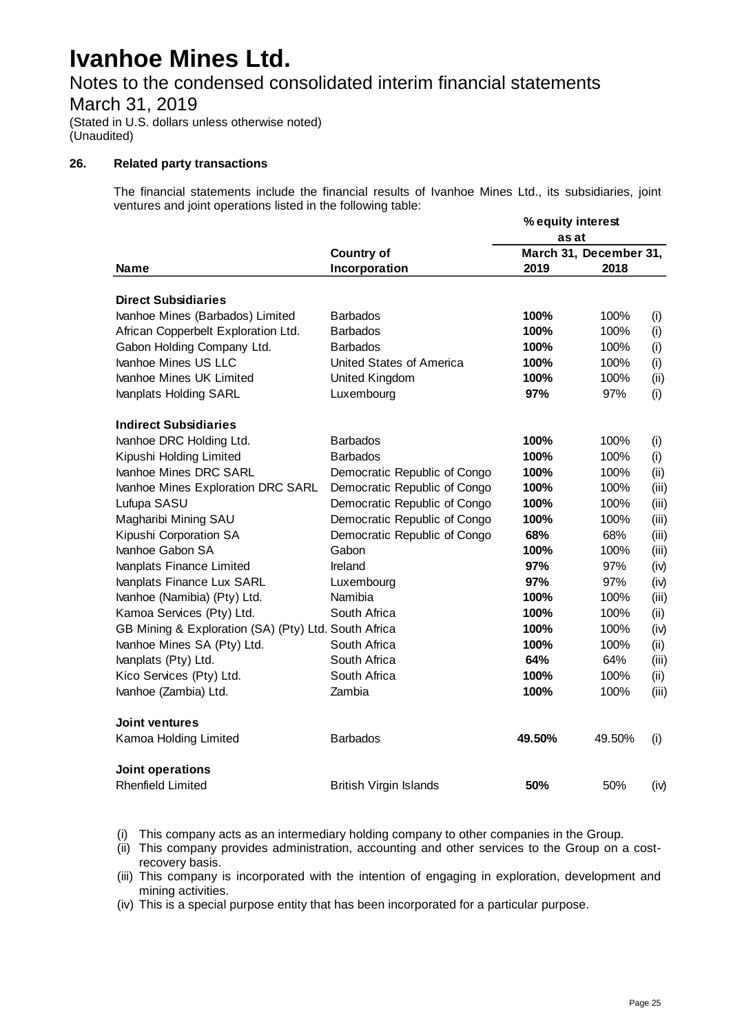# Ivanhoe Mines Ltd.

## Notes to the condensed consolidated interim financial statements

## March 31, 2019

(Stated in U.S. dollars unless otherwise noted)
(Unaudited)

### 26. Related party transactions

The financial statements include the financial results of Ivanhoe Mines Ltd., its subsidiaries, joint ventures and joint operations listed in the following table:

| | | % equity interest as at | | |
|---|---|---|---|---|
| **Name** | **Country of Incorporation** | **March 31, 2019** | **December 31, 2018** | |
| **Direct Subsidiaries** | | | | |
| Ivanhoe Mines (Barbados) Limited | Barbados | **100%** | 100% | (i) |
| African Copperbelt Exploration Ltd. | Barbados | **100%** | 100% | (i) |
| Gabon Holding Company Ltd. | Barbados | **100%** | 100% | (i) |
| Ivanhoe Mines US LLC | United States of America | **100%** | 100% | (i) |
| Ivanhoe Mines UK Limited | United Kingdom | **100%** | 100% | (ii) |
| Ivanplats Holding SARL | Luxembourg | **97%** | 97% | (i) |
| **Indirect Subsidiaries** | | | | |
| Ivanhoe DRC Holding Ltd. | Barbados | **100%** | 100% | (i) |
| Kipushi Holding Limited | Barbados | **100%** | 100% | (i) |
| Ivanhoe Mines DRC SARL | Democratic Republic of Congo | **100%** | 100% | (ii) |
| Ivanhoe Mines Exploration DRC SARL | Democratic Republic of Congo | **100%** | 100% | (iii) |
| Lufupa SASU | Democratic Republic of Congo | **100%** | 100% | (iii) |
| Magharibi Mining SAU | Democratic Republic of Congo | **100%** | 100% | (iii) |
| Kipushi Corporation SA | Democratic Republic of Congo | **68%** | 68% | (iii) |
| Ivanhoe Gabon SA | Gabon | **100%** | 100% | (iii) |
| Ivanplats Finance Limited | Ireland | **97%** | 97% | (iv) |
| Ivanplats Finance Lux SARL | Luxembourg | **97%** | 97% | (iv) |
| Ivanhoe (Namibia) (Pty) Ltd. | Namibia | **100%** | 100% | (iii) |
| Kamoa Services (Pty) Ltd. | South Africa | **100%** | 100% | (ii) |
| GB Mining & Exploration (SA) (Pty) Ltd. | South Africa | **100%** | 100% | (iv) |
| Ivanhoe Mines SA (Pty) Ltd. | South Africa | **100%** | 100% | (ii) |
| Ivanplats (Pty) Ltd. | South Africa | **64%** | 64% | (iii) |
| Kico Services (Pty) Ltd. | South Africa | **100%** | 100% | (ii) |
| Ivanhoe (Zambia) Ltd. | Zambia | **100%** | 100% | (iii) |
| **Joint ventures** | | | | |
| Kamoa Holding Limited | Barbados | **49.50%** | 49.50% | (i) |
| **Joint operations** | | | | |
| Rhenfield Limited | British Virgin Islands | **50%** | 50% | (iv) |

(i) This company acts as an intermediary holding company to other companies in the Group.
(ii) This company provides administration, accounting and other services to the Group on a cost-recovery basis.
(iii) This company is incorporated with the intention of engaging in exploration, development and mining activities.
(iv) This is a special purpose entity that has been incorporated for a particular purpose.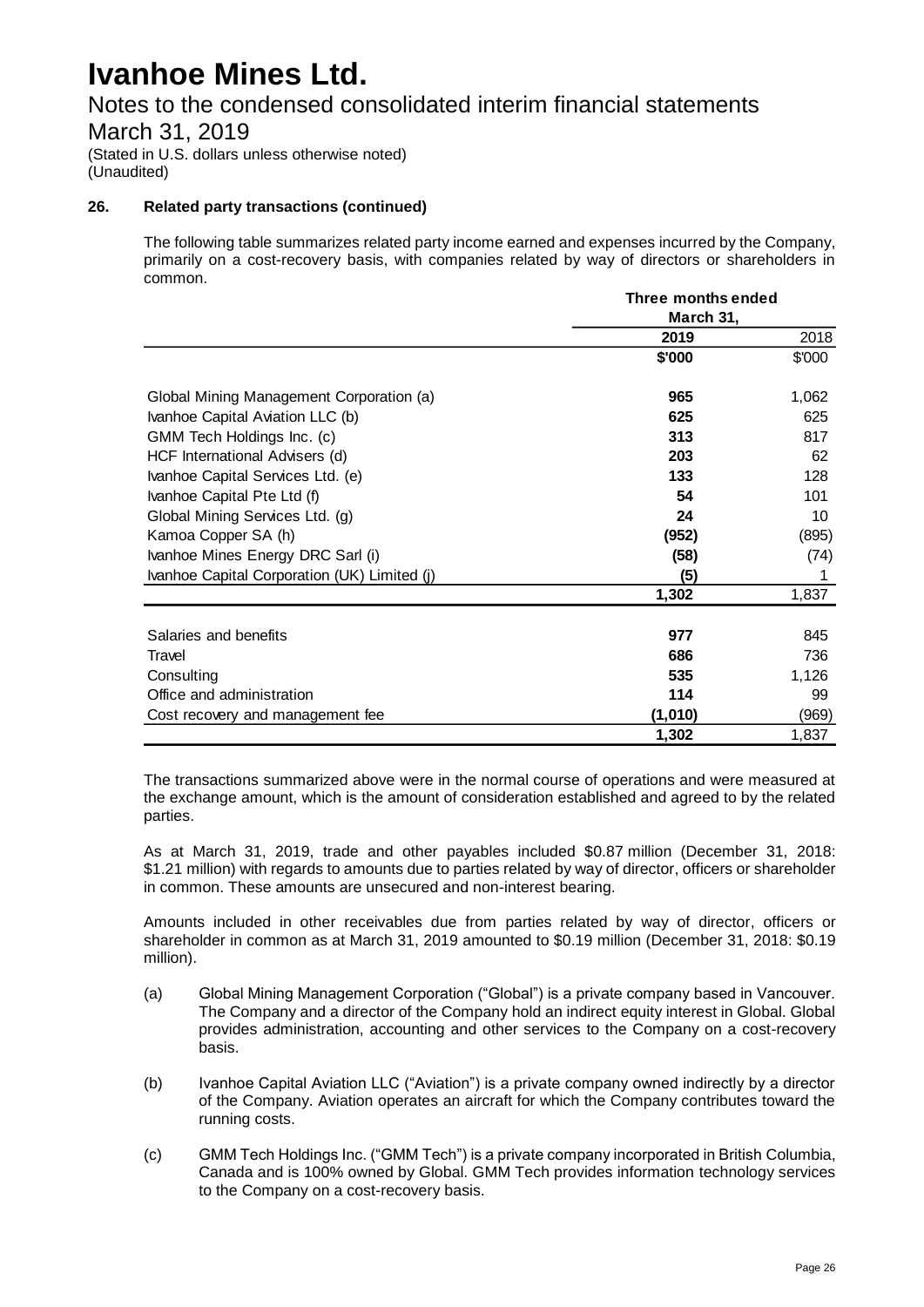# Ivanhoe Mines Ltd.

## Notes to the condensed consolidated interim financial statements

## March 31, 2019

(Stated in U.S. dollars unless otherwise noted)
(Unaudited)

### 26. Related party transactions (continued)

The following table summarizes related party income earned and expenses incurred by the Company, primarily on a cost-recovery basis, with companies related by way of directors or shareholders in common.

| | Three months ended March 31, | |
|---|---|---|
| | **2019** | 2018 |
| | **\$'000** | \$'000 |
| Global Mining Management Corporation (a) | **965** | 1,062 |
| Ivanhoe Capital Aviation LLC (b) | **625** | 625 |
| GMM Tech Holdings Inc. (c) | **313** | 817 |
| HCF International Advisers (d) | **203** | 62 |
| Ivanhoe Capital Services Ltd. (e) | **133** | 128 |
| Ivanhoe Capital Pte Ltd (f) | **54** | 101 |
| Global Mining Services Ltd. (g) | **24** | 10 |
| Kamoa Copper SA (h) | **(952)** | (895) |
| Ivanhoe Mines Energy DRC Sarl (i) | **(58)** | (74) |
| Ivanhoe Capital Corporation (UK) Limited (j) | **(5)** | 1 |
| | **1,302** | 1,837 |
| Salaries and benefits | **977** | 845 |
| Travel | **686** | 736 |
| Consulting | **535** | 1,126 |
| Office and administration | **114** | 99 |
| Cost recovery and management fee | **(1,010)** | (969) |
| | **1,302** | 1,837 |

The transactions summarized above were in the normal course of operations and were measured at the exchange amount, which is the amount of consideration established and agreed to by the related parties.

As at March 31, 2019, trade and other payables included \$0.87 million (December 31, 2018: \$1.21 million) with regards to amounts due to parties related by way of director, officers or shareholder in common. These amounts are unsecured and non-interest bearing.

Amounts included in other receivables due from parties related by way of director, officers or shareholder in common as at March 31, 2019 amounted to \$0.19 million (December 31, 2018: \$0.19 million).

(a) Global Mining Management Corporation ("Global") is a private company based in Vancouver. The Company and a director of the Company hold an indirect equity interest in Global. Global provides administration, accounting and other services to the Company on a cost-recovery basis.

(b) Ivanhoe Capital Aviation LLC ("Aviation") is a private company owned indirectly by a director of the Company. Aviation operates an aircraft for which the Company contributes toward the running costs.

(c) GMM Tech Holdings Inc. ("GMM Tech") is a private company incorporated in British Columbia, Canada and is 100% owned by Global. GMM Tech provides information technology services to the Company on a cost-recovery basis.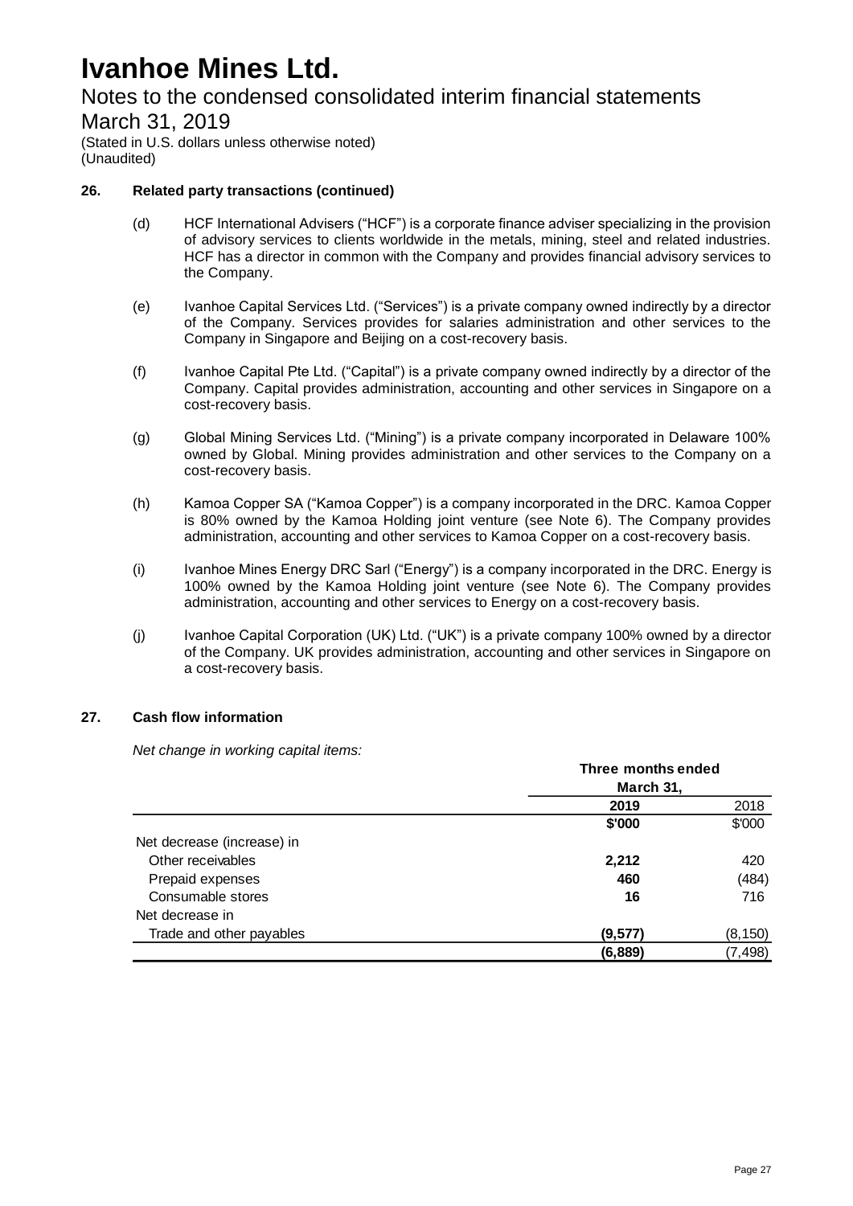# Ivanhoe Mines Ltd.

Notes to the condensed consolidated interim financial statements

March 31, 2019

(Stated in U.S. dollars unless otherwise noted)
(Unaudited)

### 26. Related party transactions (continued)

(d) HCF International Advisers ("HCF") is a corporate finance adviser specializing in the provision of advisory services to clients worldwide in the metals, mining, steel and related industries. HCF has a director in common with the Company and provides financial advisory services to the Company.

(e) Ivanhoe Capital Services Ltd. ("Services") is a private company owned indirectly by a director of the Company. Services provides for salaries administration and other services to the Company in Singapore and Beijing on a cost-recovery basis.

(f) Ivanhoe Capital Pte Ltd. ("Capital") is a private company owned indirectly by a director of the Company. Capital provides administration, accounting and other services in Singapore on a cost-recovery basis.

(g) Global Mining Services Ltd. ("Mining") is a private company incorporated in Delaware 100% owned by Global. Mining provides administration and other services to the Company on a cost-recovery basis.

(h) Kamoa Copper SA ("Kamoa Copper") is a company incorporated in the DRC. Kamoa Copper is 80% owned by the Kamoa Holding joint venture (see Note 6). The Company provides administration, accounting and other services to Kamoa Copper on a cost-recovery basis.

(i) Ivanhoe Mines Energy DRC Sarl ("Energy") is a company incorporated in the DRC. Energy is 100% owned by the Kamoa Holding joint venture (see Note 6). The Company provides administration, accounting and other services to Energy on a cost-recovery basis.

(j) Ivanhoe Capital Corporation (UK) Ltd. ("UK") is a private company 100% owned by a director of the Company. UK provides administration, accounting and other services in Singapore on a cost-recovery basis.

### 27. Cash flow information

*Net change in working capital items:*

| | **Three months ended March 31,** | |
|---|---|---|
| | **2019** | 2018 |
| | **\$'000** | \$'000 |
| Net decrease (increase) in | | |
| Other receivables | **2,212** | 420 |
| Prepaid expenses | **460** | (484) |
| Consumable stores | **16** | 716 |
| Net decrease in | | |
| Trade and other payables | **(9,577)** | (8,150) |
| | **(6,889)** | (7,498) |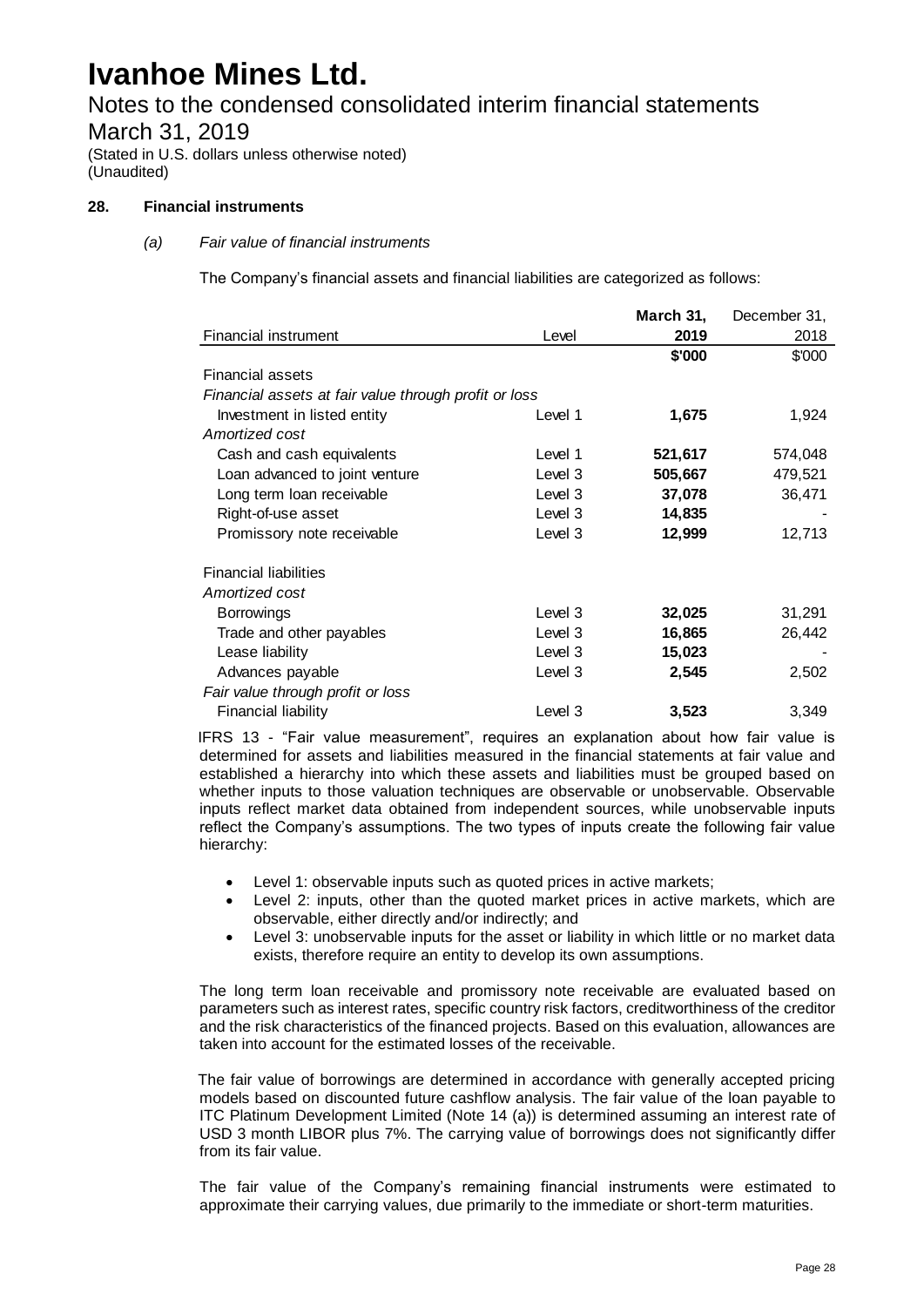# Ivanhoe Mines Ltd.

Notes to the condensed consolidated interim financial statements
March 31, 2019
(Stated in U.S. dollars unless otherwise noted)
(Unaudited)

## 28. Financial instruments

### *(a) Fair value of financial instruments*

The Company's financial assets and financial liabilities are categorized as follows:

| Financial instrument | Level | March 31, 2019 | December 31, 2018 |
|---|---|---|---|
| | | **\$'000** | \$'000 |
| Financial assets | | | |
| *Financial assets at fair value through profit or loss* | | | |
| Investment in listed entity | Level 1 | **1,675** | 1,924 |
| *Amortized cost* | | | |
| Cash and cash equivalents | Level 1 | **521,617** | 574,048 |
| Loan advanced to joint venture | Level 3 | **505,667** | 479,521 |
| Long term loan receivable | Level 3 | **37,078** | 36,471 |
| Right-of-use asset | Level 3 | **14,835** | - |
| Promissory note receivable | Level 3 | **12,999** | 12,713 |
| Financial liabilities | | | |
| *Amortized cost* | | | |
| Borrowings | Level 3 | **32,025** | 31,291 |
| Trade and other payables | Level 3 | **16,865** | 26,442 |
| Lease liability | Level 3 | **15,023** | - |
| Advances payable | Level 3 | **2,545** | 2,502 |
| *Fair value through profit or loss* | | | |
| Financial liability | Level 3 | **3,523** | 3,349 |

IFRS 13 - "Fair value measurement", requires an explanation about how fair value is determined for assets and liabilities measured in the financial statements at fair value and established a hierarchy into which these assets and liabilities must be grouped based on whether inputs to those valuation techniques are observable or unobservable. Observable inputs reflect market data obtained from independent sources, while unobservable inputs reflect the Company's assumptions. The two types of inputs create the following fair value hierarchy:

- Level 1: observable inputs such as quoted prices in active markets;
- Level 2: inputs, other than the quoted market prices in active markets, which are observable, either directly and/or indirectly; and
- Level 3: unobservable inputs for the asset or liability in which little or no market data exists, therefore require an entity to develop its own assumptions.

The long term loan receivable and promissory note receivable are evaluated based on parameters such as interest rates, specific country risk factors, creditworthiness of the creditor and the risk characteristics of the financed projects. Based on this evaluation, allowances are taken into account for the estimated losses of the receivable.

The fair value of borrowings are determined in accordance with generally accepted pricing models based on discounted future cashflow analysis. The fair value of the loan payable to ITC Platinum Development Limited (Note 14 (a)) is determined assuming an interest rate of USD 3 month LIBOR plus 7%. The carrying value of borrowings does not significantly differ from its fair value.

The fair value of the Company's remaining financial instruments were estimated to approximate their carrying values, due primarily to the immediate or short-term maturities.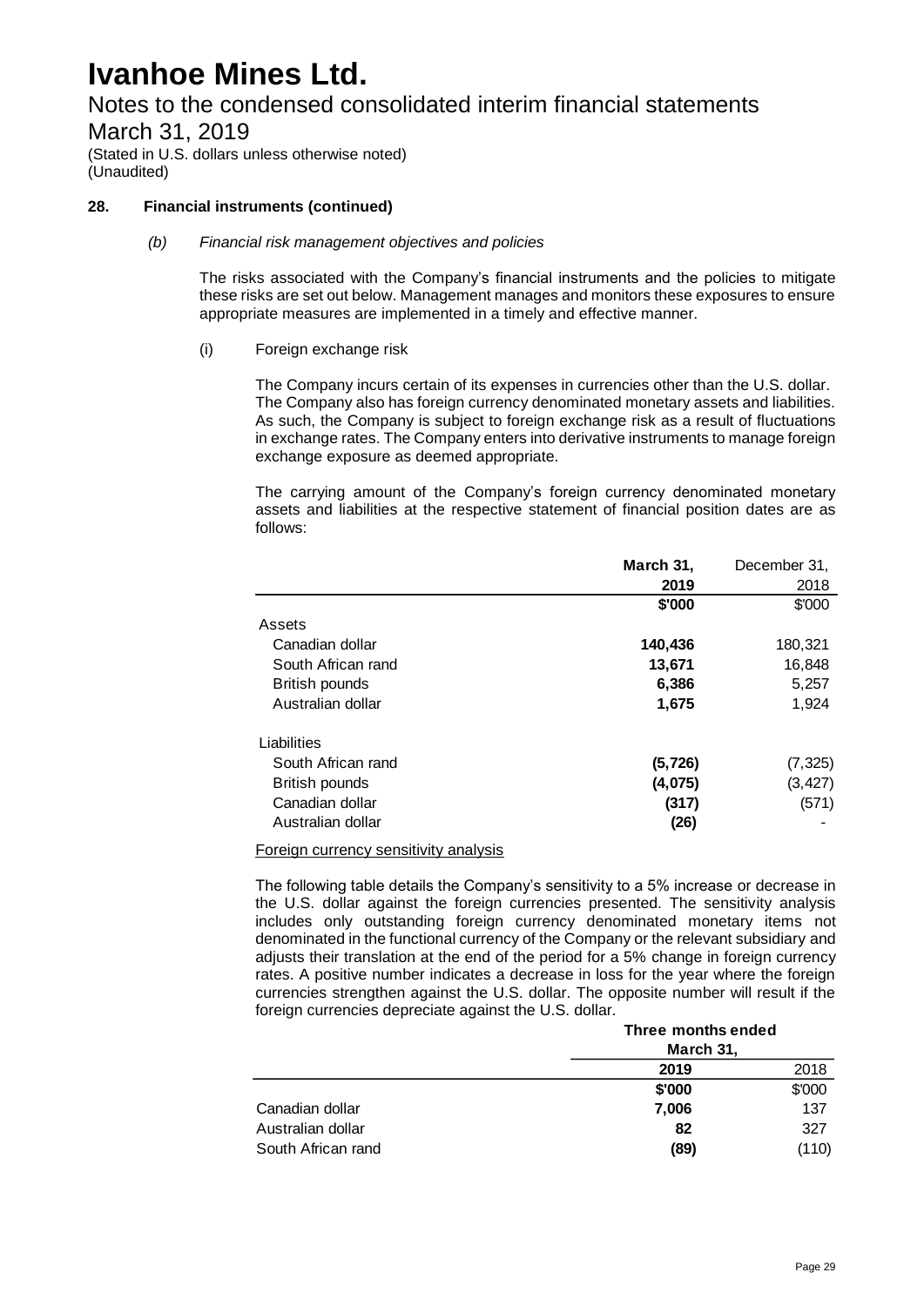# Ivanhoe Mines Ltd.

## Notes to the condensed consolidated interim financial statements
## March 31, 2019

(Stated in U.S. dollars unless otherwise noted)
(Unaudited)

### 28. Financial instruments (continued)

*(b) Financial risk management objectives and policies*

The risks associated with the Company's financial instruments and the policies to mitigate these risks are set out below. Management manages and monitors these exposures to ensure appropriate measures are implemented in a timely and effective manner.

(i) Foreign exchange risk

The Company incurs certain of its expenses in currencies other than the U.S. dollar. The Company also has foreign currency denominated monetary assets and liabilities. As such, the Company is subject to foreign exchange risk as a result of fluctuations in exchange rates. The Company enters into derivative instruments to manage foreign exchange exposure as deemed appropriate.

The carrying amount of the Company's foreign currency denominated monetary assets and liabilities at the respective statement of financial position dates are as follows:

| | **March 31, 2019** | December 31, 2018 |
|---|---|---|
| | **$'000** | $'000 |
| Assets | | |
| Canadian dollar | **140,436** | 180,321 |
| South African rand | **13,671** | 16,848 |
| British pounds | **6,386** | 5,257 |
| Australian dollar | **1,675** | 1,924 |
| Liabilities | | |
| South African rand | **(5,726)** | (7,325) |
| British pounds | **(4,075)** | (3,427) |
| Canadian dollar | **(317)** | (571) |
| Australian dollar | **(26)** | - |

Foreign currency sensitivity analysis

The following table details the Company's sensitivity to a 5% increase or decrease in the U.S. dollar against the foreign currencies presented. The sensitivity analysis includes only outstanding foreign currency denominated monetary items not denominated in the functional currency of the Company or the relevant subsidiary and adjusts their translation at the end of the period for a 5% change in foreign currency rates. A positive number indicates a decrease in loss for the year where the foreign currencies strengthen against the U.S. dollar. The opposite number will result if the foreign currencies depreciate against the U.S. dollar.

| | **Three months ended March 31,** | |
|---|---|---|
| | **2019** | 2018 |
| | **$'000** | $'000 |
| Canadian dollar | **7,006** | 137 |
| Australian dollar | **82** | 327 |
| South African rand | **(89)** | (110) |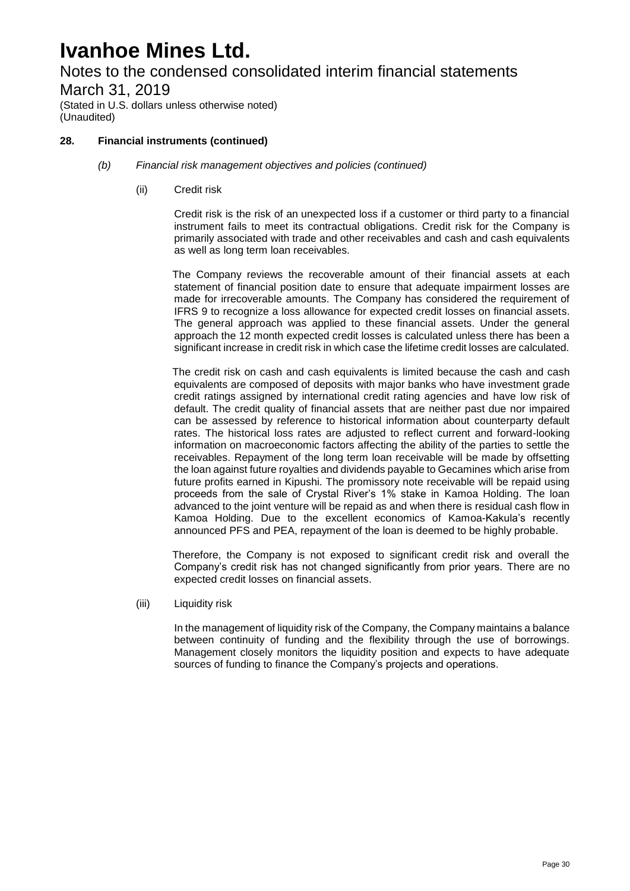### 28. Financial instruments (continued)

*(b) Financial risk management objectives and policies (continued)*

(ii) Credit risk

Credit risk is the risk of an unexpected loss if a customer or third party to a financial instrument fails to meet its contractual obligations. Credit risk for the Company is primarily associated with trade and other receivables and cash and cash equivalents as well as long term loan receivables.

The Company reviews the recoverable amount of their financial assets at each statement of financial position date to ensure that adequate impairment losses are made for irrecoverable amounts. The Company has considered the requirement of IFRS 9 to recognize a loss allowance for expected credit losses on financial assets. The general approach was applied to these financial assets. Under the general approach the 12 month expected credit losses is calculated unless there has been a significant increase in credit risk in which case the lifetime credit losses are calculated.

The credit risk on cash and cash equivalents is limited because the cash and cash equivalents are composed of deposits with major banks who have investment grade credit ratings assigned by international credit rating agencies and have low risk of default. The credit quality of financial assets that are neither past due nor impaired can be assessed by reference to historical information about counterparty default rates. The historical loss rates are adjusted to reflect current and forward-looking information on macroeconomic factors affecting the ability of the parties to settle the receivables. Repayment of the long term loan receivable will be made by offsetting the loan against future royalties and dividends payable to Gecamines which arise from future profits earned in Kipushi. The promissory note receivable will be repaid using proceeds from the sale of Crystal River's 1% stake in Kamoa Holding. The loan advanced to the joint venture will be repaid as and when there is residual cash flow in Kamoa Holding. Due to the excellent economics of Kamoa-Kakula's recently announced PFS and PEA, repayment of the loan is deemed to be highly probable.

Therefore, the Company is not exposed to significant credit risk and overall the Company's credit risk has not changed significantly from prior years. There are no expected credit losses on financial assets.

(iii) Liquidity risk

In the management of liquidity risk of the Company, the Company maintains a balance between continuity of funding and the flexibility through the use of borrowings. Management closely monitors the liquidity position and expects to have adequate sources of funding to finance the Company's projects and operations.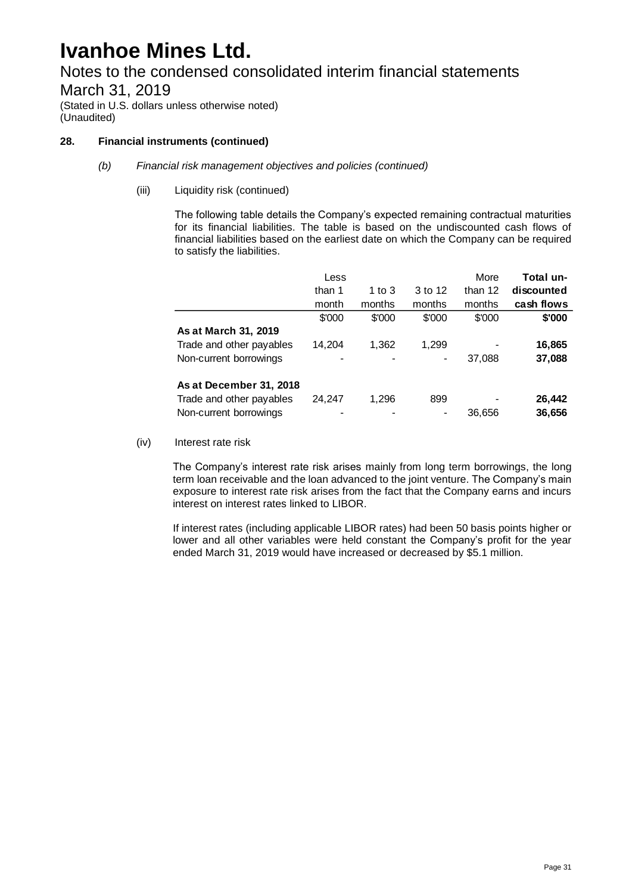# Ivanhoe Mines Ltd.

Notes to the condensed consolidated interim financial statements
March 31, 2019
(Stated in U.S. dollars unless otherwise noted)
(Unaudited)

## 28. Financial instruments (continued)

### *(b) Financial risk management objectives and policies (continued)*

#### (iii) Liquidity risk (continued)

The following table details the Company's expected remaining contractual maturities for its financial liabilities. The table is based on the undiscounted cash flows of financial liabilities based on the earliest date on which the Company can be required to satisfy the liabilities.

| | Less than 1 month | 1 to 3 months | 3 to 12 months | More than 12 months | **Total un-discounted cash flows** |
|---|---|---|---|---|---|
| | \$'000 | \$'000 | \$'000 | \$'000 | **\$'000** |
| **As at March 31, 2019** | | | | | |
| Trade and other payables | 14,204 | 1,362 | 1,299 | - | **16,865** |
| Non-current borrowings | - | - | - | 37,088 | **37,088** |
| **As at December 31, 2018** | | | | | |
| Trade and other payables | 24,247 | 1,296 | 899 | - | **26,442** |
| Non-current borrowings | - | - | - | 36,656 | **36,656** |

#### (iv) Interest rate risk

The Company's interest rate risk arises mainly from long term borrowings, the long term loan receivable and the loan advanced to the joint venture. The Company's main exposure to interest rate risk arises from the fact that the Company earns and incurs interest on interest rates linked to LIBOR.

If interest rates (including applicable LIBOR rates) had been 50 basis points higher or lower and all other variables were held constant the Company's profit for the year ended March 31, 2019 would have increased or decreased by \$5.1 million.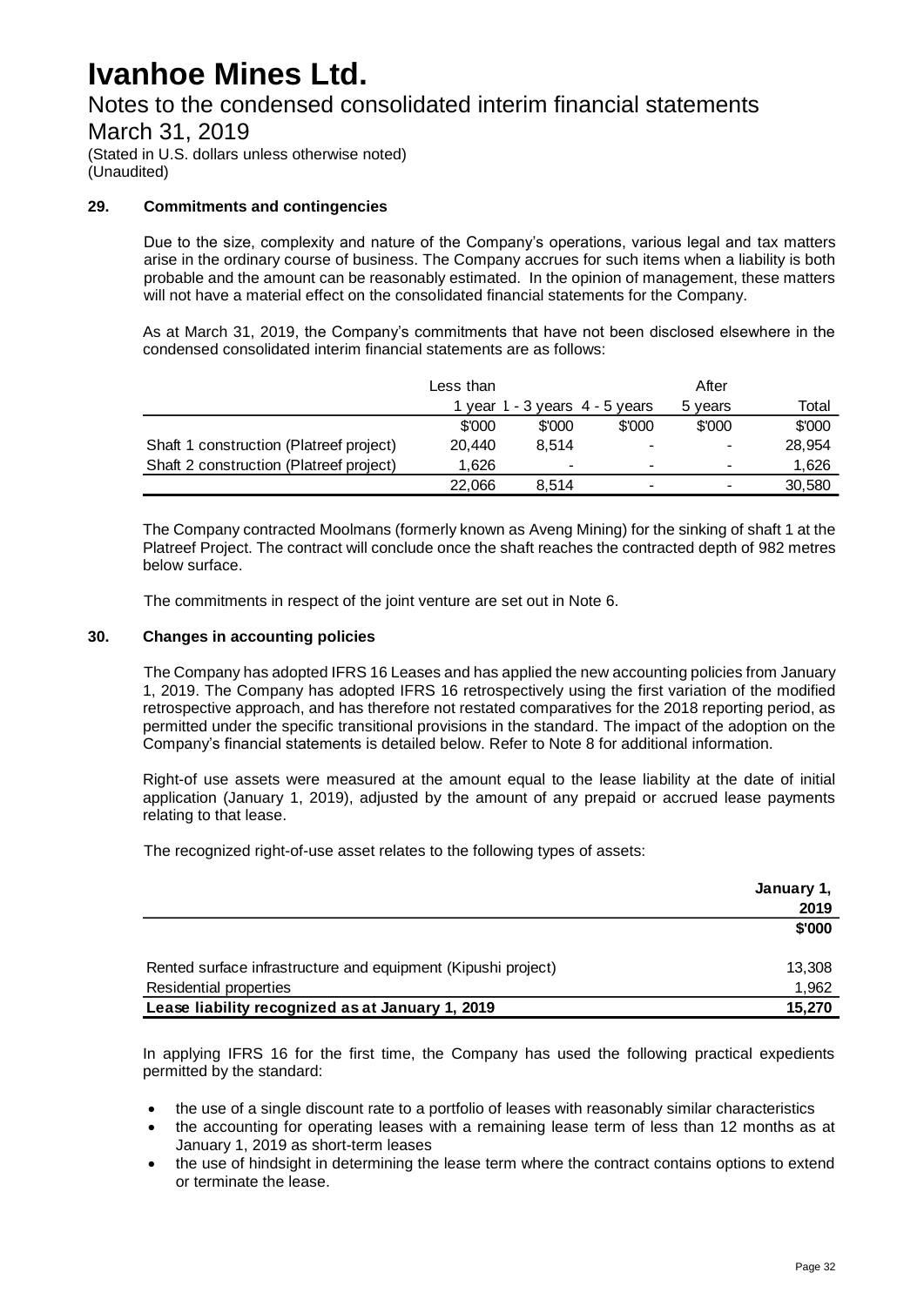# Ivanhoe Mines Ltd.

## Notes to the condensed consolidated interim financial statements

## March 31, 2019

(Stated in U.S. dollars unless otherwise noted)
(Unaudited)

### 29. Commitments and contingencies

Due to the size, complexity and nature of the Company's operations, various legal and tax matters arise in the ordinary course of business. The Company accrues for such items when a liability is both probable and the amount can be reasonably estimated. In the opinion of management, these matters will not have a material effect on the consolidated financial statements for the Company.

As at March 31, 2019, the Company's commitments that have not been disclosed elsewhere in the condensed consolidated interim financial statements are as follows:

| | Less than 1 year | 1 - 3 years | 4 - 5 years | After 5 years | Total |
|---|---|---|---|---|---|
| | \$'000 | \$'000 | \$'000 | \$'000 | \$'000 |
| Shaft 1 construction (Platreef project) | 20,440 | 8,514 | - | - | 28,954 |
| Shaft 2 construction (Platreef project) | 1,626 | - | - | - | 1,626 |
| | 22,066 | 8,514 | - | - | 30,580 |

The Company contracted Moolmans (formerly known as Aveng Mining) for the sinking of shaft 1 at the Platreef Project. The contract will conclude once the shaft reaches the contracted depth of 982 metres below surface.

The commitments in respect of the joint venture are set out in Note 6.

### 30. Changes in accounting policies

The Company has adopted IFRS 16 Leases and has applied the new accounting policies from January 1, 2019. The Company has adopted IFRS 16 retrospectively using the first variation of the modified retrospective approach, and has therefore not restated comparatives for the 2018 reporting period, as permitted under the specific transitional provisions in the standard. The impact of the adoption on the Company's financial statements is detailed below. Refer to Note 8 for additional information.

Right-of use assets were measured at the amount equal to the lease liability at the date of initial application (January 1, 2019), adjusted by the amount of any prepaid or accrued lease payments relating to that lease.

The recognized right-of-use asset relates to the following types of assets:

| | January 1, 2019 |
|---|---|
| | \$'000 |
| Rented surface infrastructure and equipment (Kipushi project) | 13,308 |
| Residential properties | 1,962 |
| **Lease liability recognized as at January 1, 2019** | **15,270** |

In applying IFRS 16 for the first time, the Company has used the following practical expedients permitted by the standard:

- the use of a single discount rate to a portfolio of leases with reasonably similar characteristics
- the accounting for operating leases with a remaining lease term of less than 12 months as at January 1, 2019 as short-term leases
- the use of hindsight in determining the lease term where the contract contains options to extend or terminate the lease.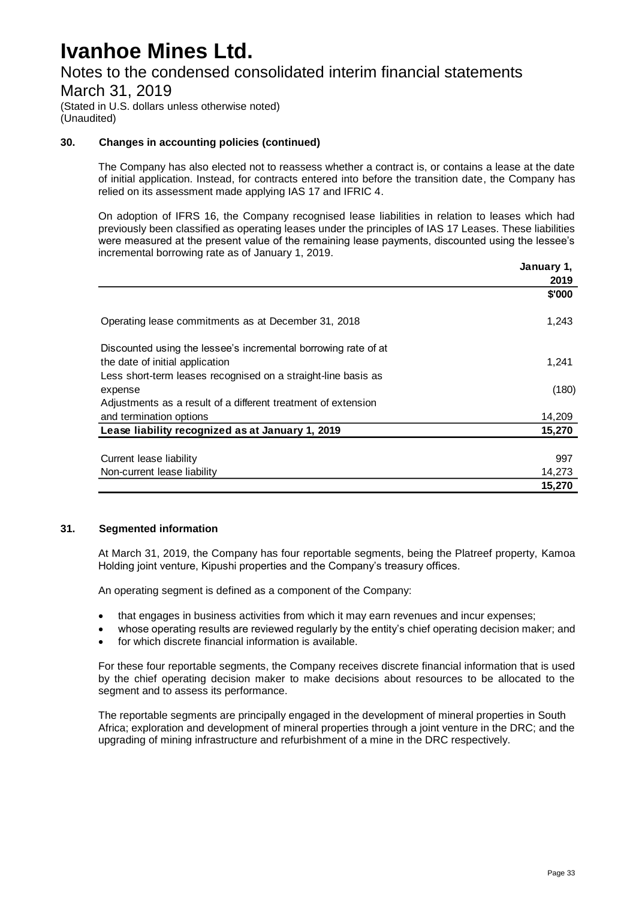# Ivanhoe Mines Ltd.

## Notes to the condensed consolidated interim financial statements

## March 31, 2019

(Stated in U.S. dollars unless otherwise noted)
(Unaudited)

### 30. Changes in accounting policies (continued)

The Company has also elected not to reassess whether a contract is, or contains a lease at the date of initial application. Instead, for contracts entered into before the transition date, the Company has relied on its assessment made applying IAS 17 and IFRIC 4.

On adoption of IFRS 16, the Company recognised lease liabilities in relation to leases which had previously been classified as operating leases under the principles of IAS 17 Leases. These liabilities were measured at the present value of the remaining lease payments, discounted using the lessee's incremental borrowing rate as of January 1, 2019.

| | January 1, 2019 |
|---|---|
| | $'000 |
| Operating lease commitments as at December 31, 2018 | 1,243 |
| Discounted using the lessee's incremental borrowing rate of at the date of initial application | 1,241 |
| Less short-term leases recognised on a straight-line basis as expense | (180) |
| Adjustments as a result of a different treatment of extension and termination options | 14,209 |
| **Lease liability recognized as at January 1, 2019** | **15,270** |
| Current lease liability | 997 |
| Non-current lease liability | 14,273 |
| | **15,270** |

### 31. Segmented information

At March 31, 2019, the Company has four reportable segments, being the Platreef property, Kamoa Holding joint venture, Kipushi properties and the Company's treasury offices.

An operating segment is defined as a component of the Company:

- that engages in business activities from which it may earn revenues and incur expenses;
- whose operating results are reviewed regularly by the entity's chief operating decision maker; and
- for which discrete financial information is available.

For these four reportable segments, the Company receives discrete financial information that is used by the chief operating decision maker to make decisions about resources to be allocated to the segment and to assess its performance.

The reportable segments are principally engaged in the development of mineral properties in South Africa; exploration and development of mineral properties through a joint venture in the DRC; and the upgrading of mining infrastructure and refurbishment of a mine in the DRC respectively.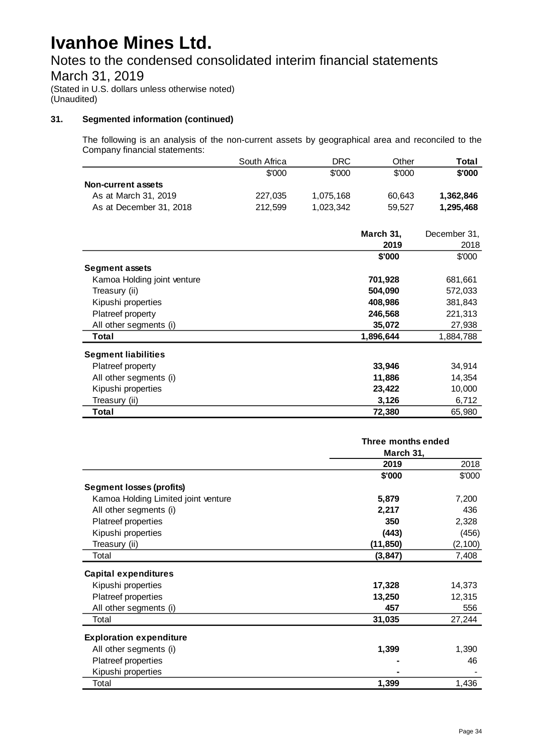# Ivanhoe Mines Ltd.

## Notes to the condensed consolidated interim financial statements

## March 31, 2019

(Stated in U.S. dollars unless otherwise noted)
(Unaudited)

### 31. Segmented information (continued)

The following is an analysis of the non-current assets by geographical area and reconciled to the Company financial statements:

| | South Africa | DRC | Other | **Total** |
|---|---|---|---|---|
| | $'000 | $'000 | $'000 | **$'000** |
| **Non-current assets** | | | | |
| As at March 31, 2019 | 227,035 | 1,075,168 | 60,643 | **1,362,846** |
| As at December 31, 2018 | 212,599 | 1,023,342 | 59,527 | **1,295,468** |

| | **March 31, 2019** | December 31, 2018 |
|---|---|---|
| | **$'000** | $'000 |
| **Segment assets** | | |
| Kamoa Holding joint venture | **701,928** | 681,661 |
| Treasury (ii) | **504,090** | 572,033 |
| Kipushi properties | **408,986** | 381,843 |
| Platreef property | **246,568** | 221,313 |
| All other segments (i) | **35,072** | 27,938 |
| **Total** | **1,896,644** | 1,884,788 |
| **Segment liabilities** | | |
| Platreef property | **33,946** | 34,914 |
| All other segments (i) | **11,886** | 14,354 |
| Kipushi properties | **23,422** | 10,000 |
| Treasury (ii) | **3,126** | 6,712 |
| **Total** | **72,380** | 65,980 |

| | **Three months ended March 31,** | |
|---|---|---|
| | **2019** | 2018 |
| | **$'000** | $'000 |
| **Segment losses (profits)** | | |
| Kamoa Holding Limited joint venture | **5,879** | 7,200 |
| All other segments (i) | **2,217** | 436 |
| Platreef properties | **350** | 2,328 |
| Kipushi properties | **(443)** | (456) |
| Treasury (ii) | **(11,850)** | (2,100) |
| Total | **(3,847)** | 7,408 |
| **Capital expenditures** | | |
| Kipushi properties | **17,328** | 14,373 |
| Platreef properties | **13,250** | 12,315 |
| All other segments (i) | **457** | 556 |
| Total | **31,035** | 27,244 |
| **Exploration expenditure** | | |
| All other segments (i) | **1,399** | 1,390 |
| Platreef properties | **-** | 46 |
| Kipushi properties | **-** | - |
| Total | **1,399** | 1,436 |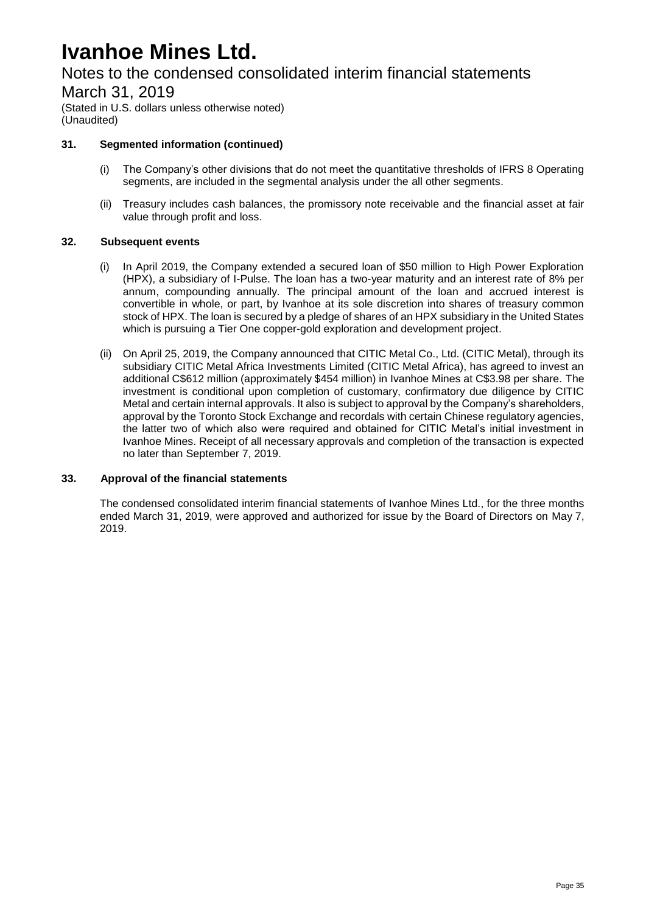# Ivanhoe Mines Ltd.

## Notes to the condensed consolidated interim financial statements

## March 31, 2019

(Stated in U.S. dollars unless otherwise noted)
(Unaudited)

### 31. Segmented information (continued)

(i) The Company's other divisions that do not meet the quantitative thresholds of IFRS 8 Operating segments, are included in the segmental analysis under the all other segments.

(ii) Treasury includes cash balances, the promissory note receivable and the financial asset at fair value through profit and loss.

### 32. Subsequent events

(i) In April 2019, the Company extended a secured loan of $50 million to High Power Exploration (HPX), a subsidiary of I-Pulse. The loan has a two-year maturity and an interest rate of 8% per annum, compounding annually. The principal amount of the loan and accrued interest is convertible in whole, or part, by Ivanhoe at its sole discretion into shares of treasury common stock of HPX. The loan is secured by a pledge of shares of an HPX subsidiary in the United States which is pursuing a Tier One copper-gold exploration and development project.

(ii) On April 25, 2019, the Company announced that CITIC Metal Co., Ltd. (CITIC Metal), through its subsidiary CITIC Metal Africa Investments Limited (CITIC Metal Africa), has agreed to invest an additional C$612 million (approximately $454 million) in Ivanhoe Mines at C$3.98 per share. The investment is conditional upon completion of customary, confirmatory due diligence by CITIC Metal and certain internal approvals. It also is subject to approval by the Company's shareholders, approval by the Toronto Stock Exchange and recordals with certain Chinese regulatory agencies, the latter two of which also were required and obtained for CITIC Metal's initial investment in Ivanhoe Mines. Receipt of all necessary approvals and completion of the transaction is expected no later than September 7, 2019.

### 33. Approval of the financial statements

The condensed consolidated interim financial statements of Ivanhoe Mines Ltd., for the three months ended March 31, 2019, were approved and authorized for issue by the Board of Directors on May 7, 2019.